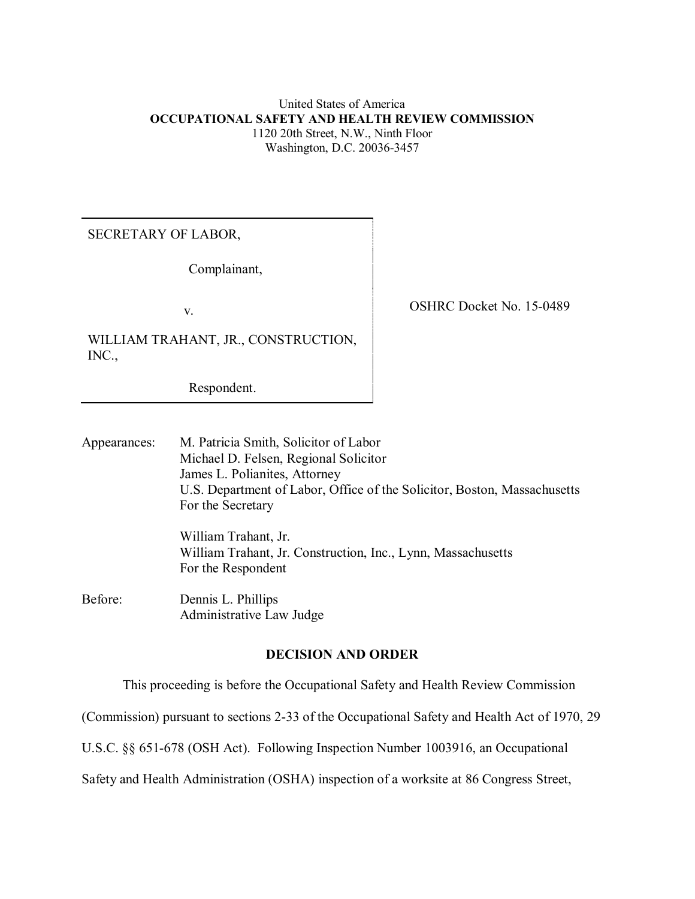United States of America

**OCCUPATIONAL SAFETY AND HEALTH REVIEW COMMISSION**

1120 20th Street, N.W., Ninth Floor

Washington, D.C. 20036-3457

| | |
|---|---|
| SECRETARY OF LABOR,<br><br>Complainant,<br><br>v.<br><br>WILLIAM TRAHANT, JR., CONSTRUCTION, INC.,<br><br>Respondent. | OSHRC Docket No. 15-0489 |

Appearances: M. Patricia Smith, Solicitor of Labor
Michael D. Felsen, Regional Solicitor
James L. Polianites, Attorney
U.S. Department of Labor, Office of the Solicitor, Boston, Massachusetts
For the Secretary

William Trahant, Jr.
William Trahant, Jr. Construction, Inc., Lynn, Massachusetts
For the Respondent

Before: Dennis L. Phillips
Administrative Law Judge

## DECISION AND ORDER

This proceeding is before the Occupational Safety and Health Review Commission (Commission) pursuant to sections 2-33 of the Occupational Safety and Health Act of 1970, 29 U.S.C. §§ 651-678 (OSH Act). Following Inspection Number 1003916, an Occupational Safety and Health Administration (OSHA) inspection of a worksite at 86 Congress Street,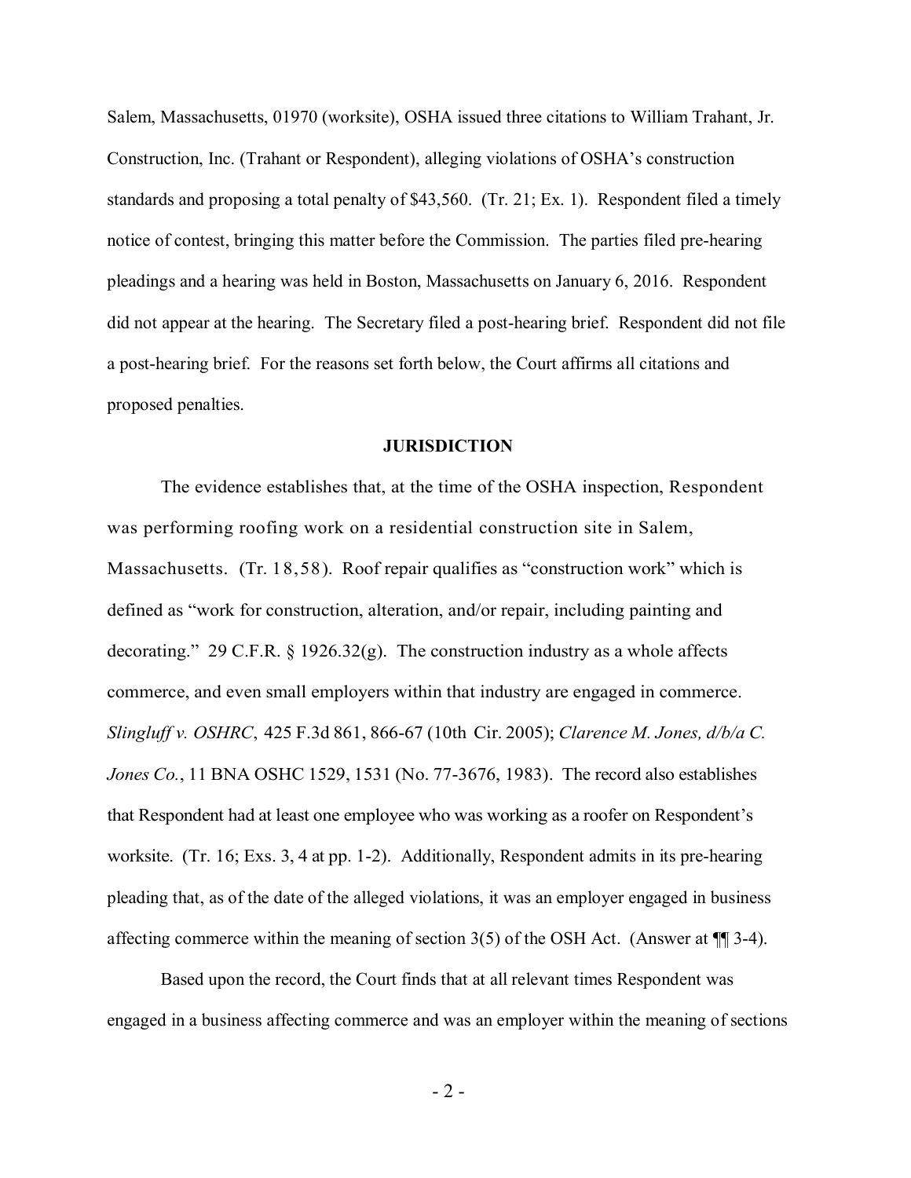Salem, Massachusetts, 01970 (worksite), OSHA issued three citations to William Trahant, Jr. Construction, Inc. (Trahant or Respondent), alleging violations of OSHA's construction standards and proposing a total penalty of $43,560. (Tr. 21; Ex. 1). Respondent filed a timely notice of contest, bringing this matter before the Commission. The parties filed pre-hearing pleadings and a hearing was held in Boston, Massachusetts on January 6, 2016. Respondent did not appear at the hearing. The Secretary filed a post-hearing brief. Respondent did not file a post-hearing brief. For the reasons set forth below, the Court affirms all citations and proposed penalties.

## JURISDICTION

The evidence establishes that, at the time of the OSHA inspection, Respondent was performing roofing work on a residential construction site in Salem, Massachusetts. (Tr. 18,58). Roof repair qualifies as "construction work" which is defined as "work for construction, alteration, and/or repair, including painting and decorating." 29 C.F.R. § 1926.32(g). The construction industry as a whole affects commerce, and even small employers within that industry are engaged in commerce. *Slingluff v. OSHRC*, 425 F.3d 861, 866-67 (10th Cir. 2005); *Clarence M. Jones, d/b/a C. Jones Co.*, 11 BNA OSHC 1529, 1531 (No. 77-3676, 1983). The record also establishes that Respondent had at least one employee who was working as a roofer on Respondent's worksite. (Tr. 16; Exs. 3, 4 at pp. 1-2). Additionally, Respondent admits in its pre-hearing pleading that, as of the date of the alleged violations, it was an employer engaged in business affecting commerce within the meaning of section 3(5) of the OSH Act. (Answer at ¶¶ 3-4).

Based upon the record, the Court finds that at all relevant times Respondent was engaged in a business affecting commerce and was an employer within the meaning of sections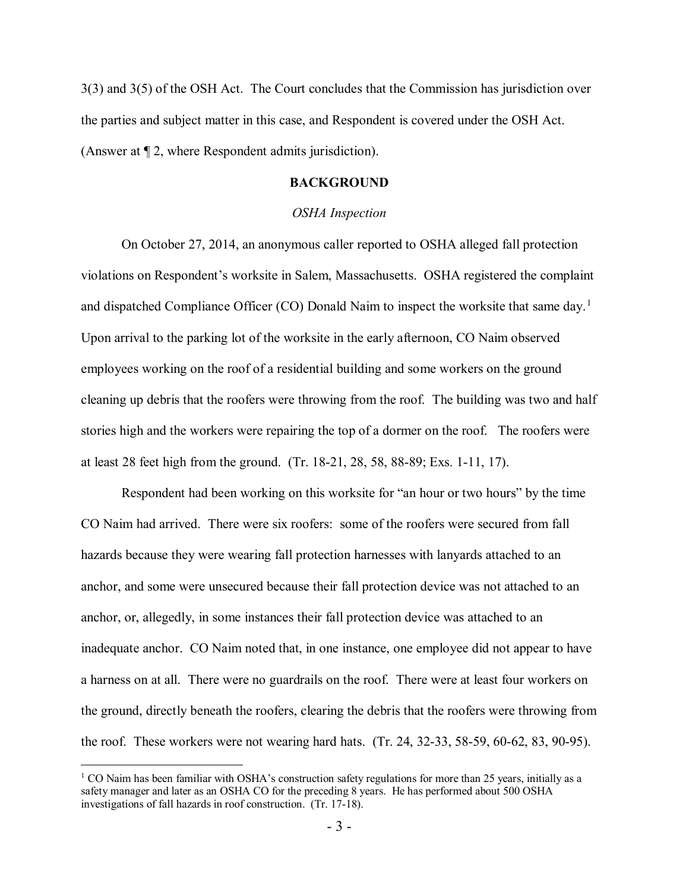3(3) and 3(5) of the OSH Act. The Court concludes that the Commission has jurisdiction over the parties and subject matter in this case, and Respondent is covered under the OSH Act. (Answer at ¶ 2, where Respondent admits jurisdiction).

## BACKGROUND

### *OSHA Inspection*

On October 27, 2014, an anonymous caller reported to OSHA alleged fall protection violations on Respondent's worksite in Salem, Massachusetts. OSHA registered the complaint and dispatched Compliance Officer (CO) Donald Naim to inspect the worksite that same day.[1] Upon arrival to the parking lot of the worksite in the early afternoon, CO Naim observed employees working on the roof of a residential building and some workers on the ground cleaning up debris that the roofers were throwing from the roof. The building was two and half stories high and the workers were repairing the top of a dormer on the roof. The roofers were at least 28 feet high from the ground. (Tr. 18-21, 28, 58, 88-89; Exs. 1-11, 17).

Respondent had been working on this worksite for "an hour or two hours" by the time CO Naim had arrived. There were six roofers: some of the roofers were secured from fall hazards because they were wearing fall protection harnesses with lanyards attached to an anchor, and some were unsecured because their fall protection device was not attached to an anchor, or, allegedly, in some instances their fall protection device was attached to an inadequate anchor. CO Naim noted that, in one instance, one employee did not appear to have a harness on at all. There were no guardrails on the roof. There were at least four workers on the ground, directly beneath the roofers, clearing the debris that the roofers were throwing from the roof. These workers were not wearing hard hats. (Tr. 24, 32-33, 58-59, 60-62, 83, 90-95).

[1] CO Naim has been familiar with OSHA's construction safety regulations for more than 25 years, initially as a safety manager and later as an OSHA CO for the preceding 8 years. He has performed about 500 OSHA investigations of fall hazards in roof construction. (Tr. 17-18).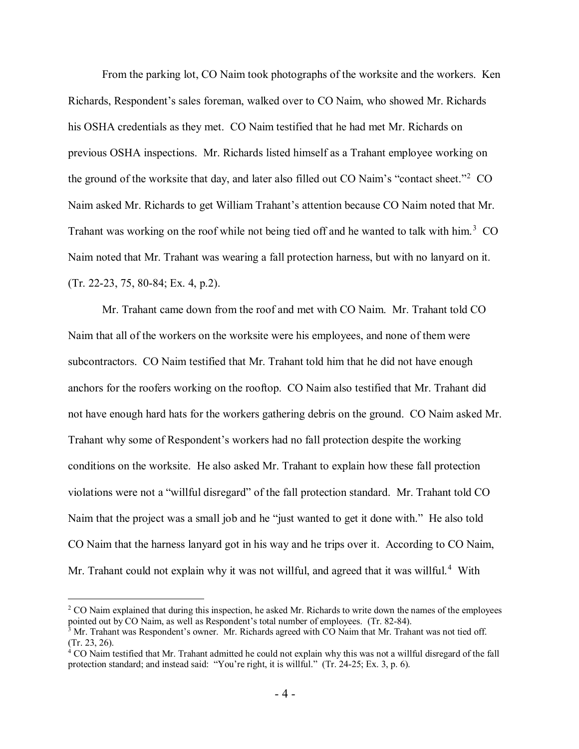From the parking lot, CO Naim took photographs of the worksite and the workers. Ken Richards, Respondent's sales foreman, walked over to CO Naim, who showed Mr. Richards his OSHA credentials as they met. CO Naim testified that he had met Mr. Richards on previous OSHA inspections. Mr. Richards listed himself as a Trahant employee working on the ground of the worksite that day, and later also filled out CO Naim's "contact sheet."[2] CO Naim asked Mr. Richards to get William Trahant's attention because CO Naim noted that Mr. Trahant was working on the roof while not being tied off and he wanted to talk with him.[3] CO Naim noted that Mr. Trahant was wearing a fall protection harness, but with no lanyard on it. (Tr. 22-23, 75, 80-84; Ex. 4, p.2).

Mr. Trahant came down from the roof and met with CO Naim. Mr. Trahant told CO Naim that all of the workers on the worksite were his employees, and none of them were subcontractors. CO Naim testified that Mr. Trahant told him that he did not have enough anchors for the roofers working on the rooftop. CO Naim also testified that Mr. Trahant did not have enough hard hats for the workers gathering debris on the ground. CO Naim asked Mr. Trahant why some of Respondent's workers had no fall protection despite the working conditions on the worksite. He also asked Mr. Trahant to explain how these fall protection violations were not a "willful disregard" of the fall protection standard. Mr. Trahant told CO Naim that the project was a small job and he "just wanted to get it done with." He also told CO Naim that the harness lanyard got in his way and he trips over it. According to CO Naim, Mr. Trahant could not explain why it was not willful, and agreed that it was willful.[4] With

---

[2] CO Naim explained that during this inspection, he asked Mr. Richards to write down the names of the employees pointed out by CO Naim, as well as Respondent's total number of employees. (Tr. 82-84).

[3] Mr. Trahant was Respondent's owner. Mr. Richards agreed with CO Naim that Mr. Trahant was not tied off. (Tr. 23, 26).

[4] CO Naim testified that Mr. Trahant admitted he could not explain why this was not a willful disregard of the fall protection standard; and instead said: "You're right, it is willful." (Tr. 24-25; Ex. 3, p. 6).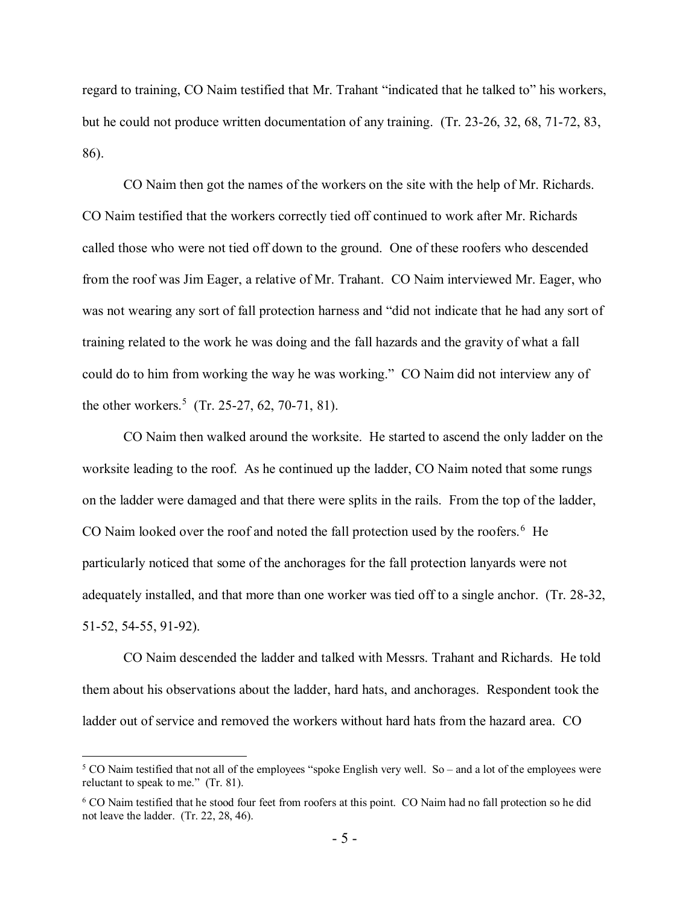regard to training, CO Naim testified that Mr. Trahant "indicated that he talked to" his workers, but he could not produce written documentation of any training. (Tr. 23-26, 32, 68, 71-72, 83, 86).

CO Naim then got the names of the workers on the site with the help of Mr. Richards. CO Naim testified that the workers correctly tied off continued to work after Mr. Richards called those who were not tied off down to the ground. One of these roofers who descended from the roof was Jim Eager, a relative of Mr. Trahant. CO Naim interviewed Mr. Eager, who was not wearing any sort of fall protection harness and "did not indicate that he had any sort of training related to the work he was doing and the fall hazards and the gravity of what a fall could do to him from working the way he was working." CO Naim did not interview any of the other workers.[5] (Tr. 25-27, 62, 70-71, 81).

CO Naim then walked around the worksite. He started to ascend the only ladder on the worksite leading to the roof. As he continued up the ladder, CO Naim noted that some rungs on the ladder were damaged and that there were splits in the rails. From the top of the ladder, CO Naim looked over the roof and noted the fall protection used by the roofers.[6] He particularly noticed that some of the anchorages for the fall protection lanyards were not adequately installed, and that more than one worker was tied off to a single anchor. (Tr. 28-32, 51-52, 54-55, 91-92).

CO Naim descended the ladder and talked with Messrs. Trahant and Richards. He told them about his observations about the ladder, hard hats, and anchorages. Respondent took the ladder out of service and removed the workers without hard hats from the hazard area. CO

---

[5] CO Naim testified that not all of the employees "spoke English very well. So – and a lot of the employees were reluctant to speak to me." (Tr. 81).

[6] CO Naim testified that he stood four feet from roofers at this point. CO Naim had no fall protection so he did not leave the ladder. (Tr. 22, 28, 46).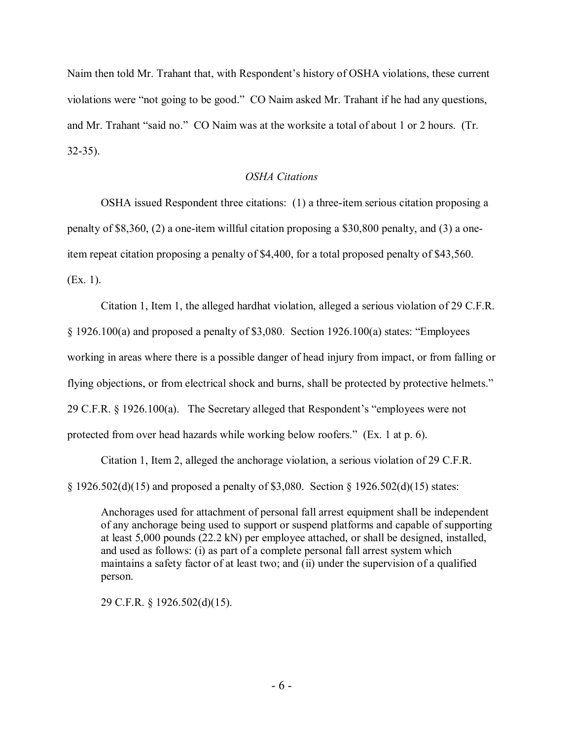Naim then told Mr. Trahant that, with Respondent's history of OSHA violations, these current violations were "not going to be good." CO Naim asked Mr. Trahant if he had any questions, and Mr. Trahant "said no." CO Naim was at the worksite a total of about 1 or 2 hours. (Tr. 32-35).

*OSHA Citations*

OSHA issued Respondent three citations: (1) a three-item serious citation proposing a penalty of $8,360, (2) a one-item willful citation proposing a $30,800 penalty, and (3) a one-item repeat citation proposing a penalty of $4,400, for a total proposed penalty of $43,560. (Ex. 1).

Citation 1, Item 1, the alleged hardhat violation, alleged a serious violation of 29 C.F.R. § 1926.100(a) and proposed a penalty of $3,080. Section 1926.100(a) states: "Employees working in areas where there is a possible danger of head injury from impact, or from falling or flying objections, or from electrical shock and burns, shall be protected by protective helmets." 29 C.F.R. § 1926.100(a). The Secretary alleged that Respondent's "employees were not protected from over head hazards while working below roofers." (Ex. 1 at p. 6).

Citation 1, Item 2, alleged the anchorage violation, a serious violation of 29 C.F.R. § 1926.502(d)(15) and proposed a penalty of $3,080. Section § 1926.502(d)(15) states:

> Anchorages used for attachment of personal fall arrest equipment shall be independent of any anchorage being used to support or suspend platforms and capable of supporting at least 5,000 pounds (22.2 kN) per employee attached, or shall be designed, installed, and used as follows: (i) as part of a complete personal fall arrest system which maintains a safety factor of at least two; and (ii) under the supervision of a qualified person.
>
> 29 C.F.R. § 1926.502(d)(15).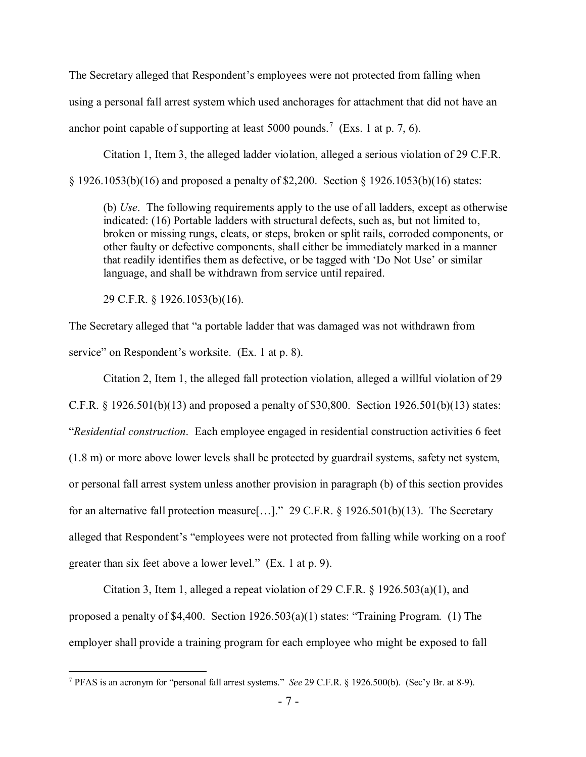The Secretary alleged that Respondent's employees were not protected from falling when using a personal fall arrest system which used anchorages for attachment that did not have an anchor point capable of supporting at least 5000 pounds.[7] (Exs. 1 at p. 7, 6).

Citation 1, Item 3, the alleged ladder violation, alleged a serious violation of 29 C.F.R. § 1926.1053(b)(16) and proposed a penalty of $2,200. Section § 1926.1053(b)(16) states:

> (b) *Use*. The following requirements apply to the use of all ladders, except as otherwise indicated: (16) Portable ladders with structural defects, such as, but not limited to, broken or missing rungs, cleats, or steps, broken or split rails, corroded components, or other faulty or defective components, shall either be immediately marked in a manner that readily identifies them as defective, or be tagged with 'Do Not Use' or similar language, and shall be withdrawn from service until repaired.
>
> 29 C.F.R. § 1926.1053(b)(16).

The Secretary alleged that "a portable ladder that was damaged was not withdrawn from service" on Respondent's worksite. (Ex. 1 at p. 8).

Citation 2, Item 1, the alleged fall protection violation, alleged a willful violation of 29 C.F.R. § 1926.501(b)(13) and proposed a penalty of $30,800. Section 1926.501(b)(13) states: "*Residential construction*. Each employee engaged in residential construction activities 6 feet (1.8 m) or more above lower levels shall be protected by guardrail systems, safety net system, or personal fall arrest system unless another provision in paragraph (b) of this section provides for an alternative fall protection measure[…]." 29 C.F.R. § 1926.501(b)(13). The Secretary alleged that Respondent's "employees were not protected from falling while working on a roof greater than six feet above a lower level." (Ex. 1 at p. 9).

Citation 3, Item 1, alleged a repeat violation of 29 C.F.R. § 1926.503(a)(1), and proposed a penalty of $4,400. Section 1926.503(a)(1) states: "Training Program. (1) The employer shall provide a training program for each employee who might be exposed to fall

---

[7] PFAS is an acronym for "personal fall arrest systems." *See* 29 C.F.R. § 1926.500(b). (Sec'y Br. at 8-9).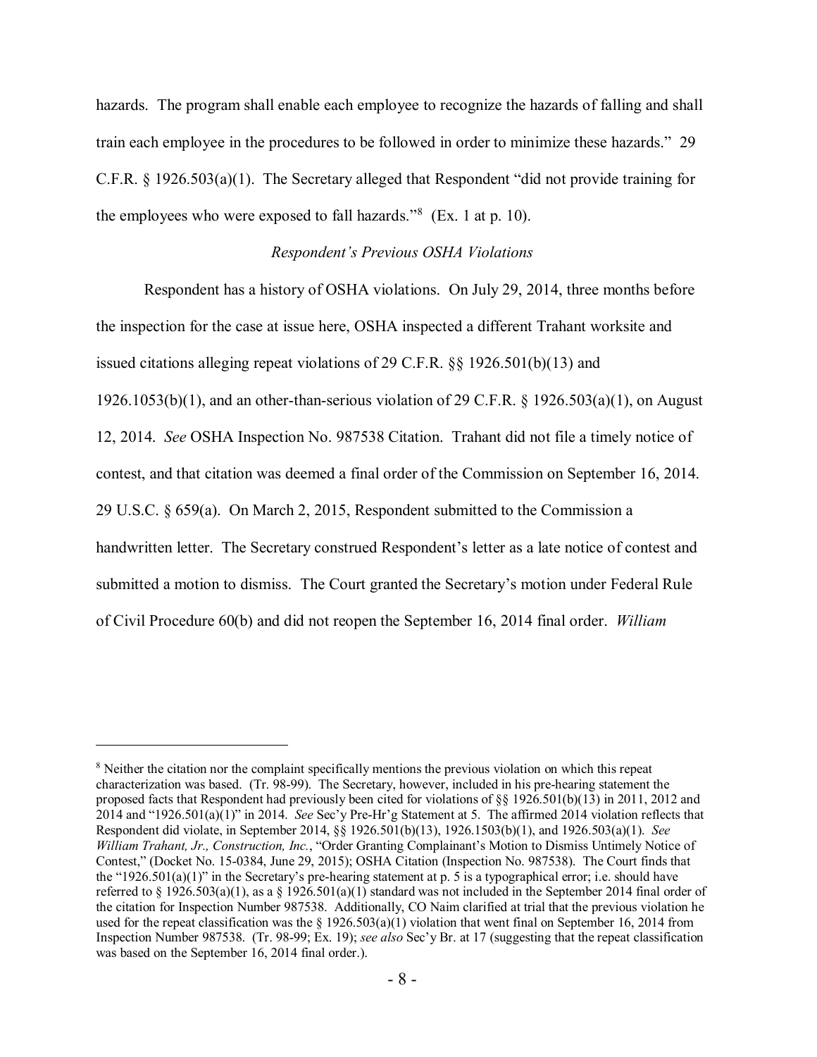hazards. The program shall enable each employee to recognize the hazards of falling and shall train each employee in the procedures to be followed in order to minimize these hazards." 29 C.F.R. § 1926.503(a)(1). The Secretary alleged that Respondent "did not provide training for the employees who were exposed to fall hazards."[8] (Ex. 1 at p. 10).

*Respondent's Previous OSHA Violations*

Respondent has a history of OSHA violations. On July 29, 2014, three months before the inspection for the case at issue here, OSHA inspected a different Trahant worksite and issued citations alleging repeat violations of 29 C.F.R. §§ 1926.501(b)(13) and 1926.1053(b)(1), and an other-than-serious violation of 29 C.F.R. § 1926.503(a)(1), on August 12, 2014. *See* OSHA Inspection No. 987538 Citation. Trahant did not file a timely notice of contest, and that citation was deemed a final order of the Commission on September 16, 2014. 29 U.S.C. § 659(a). On March 2, 2015, Respondent submitted to the Commission a handwritten letter. The Secretary construed Respondent's letter as a late notice of contest and submitted a motion to dismiss. The Court granted the Secretary's motion under Federal Rule of Civil Procedure 60(b) and did not reopen the September 16, 2014 final order. *William*

---

[8] Neither the citation nor the complaint specifically mentions the previous violation on which this repeat characterization was based. (Tr. 98-99). The Secretary, however, included in his pre-hearing statement the proposed facts that Respondent had previously been cited for violations of §§ 1926.501(b)(13) in 2011, 2012 and 2014 and "1926.501(a)(1)" in 2014. *See* Sec'y Pre-Hr'g Statement at 5. The affirmed 2014 violation reflects that Respondent did violate, in September 2014, §§ 1926.501(b)(13), 1926.1503(b)(1), and 1926.503(a)(1). *See William Trahant, Jr., Construction, Inc.*, "Order Granting Complainant's Motion to Dismiss Untimely Notice of Contest," (Docket No. 15-0384, June 29, 2015); OSHA Citation (Inspection No. 987538). The Court finds that the "1926.501(a)(1)" in the Secretary's pre-hearing statement at p. 5 is a typographical error; i.e. should have referred to § 1926.503(a)(1), as a § 1926.501(a)(1) standard was not included in the September 2014 final order of the citation for Inspection Number 987538. Additionally, CO Naim clarified at trial that the previous violation he used for the repeat classification was the § 1926.503(a)(1) violation that went final on September 16, 2014 from Inspection Number 987538. (Tr. 98-99; Ex. 19); *see also* Sec'y Br. at 17 (suggesting that the repeat classification was based on the September 16, 2014 final order.).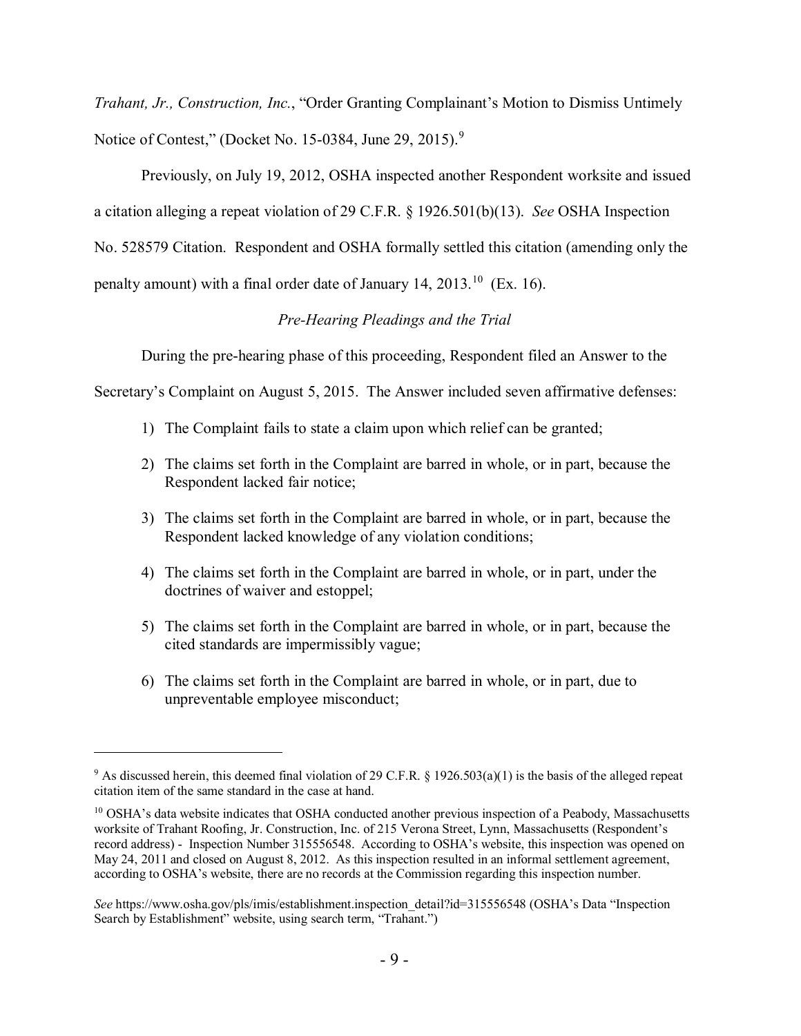*Trahant, Jr., Construction, Inc.*, "Order Granting Complainant's Motion to Dismiss Untimely Notice of Contest," (Docket No. 15-0384, June 29, 2015).[9]

Previously, on July 19, 2012, OSHA inspected another Respondent worksite and issued a citation alleging a repeat violation of 29 C.F.R. § 1926.501(b)(13). *See* OSHA Inspection No. 528579 Citation. Respondent and OSHA formally settled this citation (amending only the penalty amount) with a final order date of January 14, 2013.[10] (Ex. 16).

*Pre-Hearing Pleadings and the Trial*

During the pre-hearing phase of this proceeding, Respondent filed an Answer to the Secretary's Complaint on August 5, 2015. The Answer included seven affirmative defenses:

1) The Complaint fails to state a claim upon which relief can be granted;

2) The claims set forth in the Complaint are barred in whole, or in part, because the Respondent lacked fair notice;

3) The claims set forth in the Complaint are barred in whole, or in part, because the Respondent lacked knowledge of any violation conditions;

4) The claims set forth in the Complaint are barred in whole, or in part, under the doctrines of waiver and estoppel;

5) The claims set forth in the Complaint are barred in whole, or in part, because the cited standards are impermissibly vague;

6) The claims set forth in the Complaint are barred in whole, or in part, due to unpreventable employee misconduct;

---

[9] As discussed herein, this deemed final violation of 29 C.F.R. § 1926.503(a)(1) is the basis of the alleged repeat citation item of the same standard in the case at hand.

[10] OSHA's data website indicates that OSHA conducted another previous inspection of a Peabody, Massachusetts worksite of Trahant Roofing, Jr. Construction, Inc. of 215 Verona Street, Lynn, Massachusetts (Respondent's record address) - Inspection Number 315556548. According to OSHA's website, this inspection was opened on May 24, 2011 and closed on August 8, 2012. As this inspection resulted in an informal settlement agreement, according to OSHA's website, there are no records at the Commission regarding this inspection number.

*See* https://www.osha.gov/pls/imis/establishment.inspection_detail?id=315556548 (OSHA's Data "Inspection Search by Establishment" website, using search term, "Trahant.")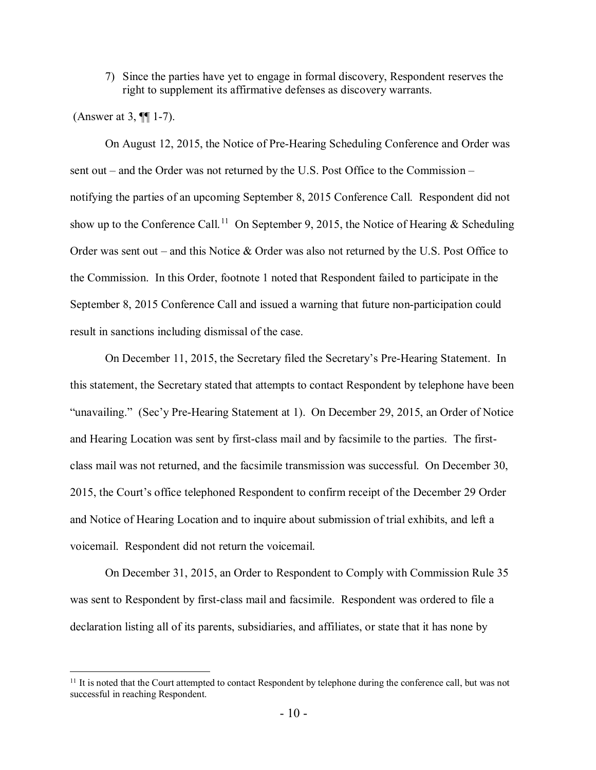7) Since the parties have yet to engage in formal discovery, Respondent reserves the right to supplement its affirmative defenses as discovery warrants.

(Answer at 3, ¶¶ 1-7).

On August 12, 2015, the Notice of Pre-Hearing Scheduling Conference and Order was sent out – and the Order was not returned by the U.S. Post Office to the Commission – notifying the parties of an upcoming September 8, 2015 Conference Call. Respondent did not show up to the Conference Call.[11] On September 9, 2015, the Notice of Hearing & Scheduling Order was sent out – and this Notice & Order was also not returned by the U.S. Post Office to the Commission. In this Order, footnote 1 noted that Respondent failed to participate in the September 8, 2015 Conference Call and issued a warning that future non-participation could result in sanctions including dismissal of the case.

On December 11, 2015, the Secretary filed the Secretary's Pre-Hearing Statement. In this statement, the Secretary stated that attempts to contact Respondent by telephone have been "unavailing." (Sec'y Pre-Hearing Statement at 1). On December 29, 2015, an Order of Notice and Hearing Location was sent by first-class mail and by facsimile to the parties. The first-class mail was not returned, and the facsimile transmission was successful. On December 30, 2015, the Court's office telephoned Respondent to confirm receipt of the December 29 Order and Notice of Hearing Location and to inquire about submission of trial exhibits, and left a voicemail. Respondent did not return the voicemail.

On December 31, 2015, an Order to Respondent to Comply with Commission Rule 35 was sent to Respondent by first-class mail and facsimile. Respondent was ordered to file a declaration listing all of its parents, subsidiaries, and affiliates, or state that it has none by

[11] It is noted that the Court attempted to contact Respondent by telephone during the conference call, but was not successful in reaching Respondent.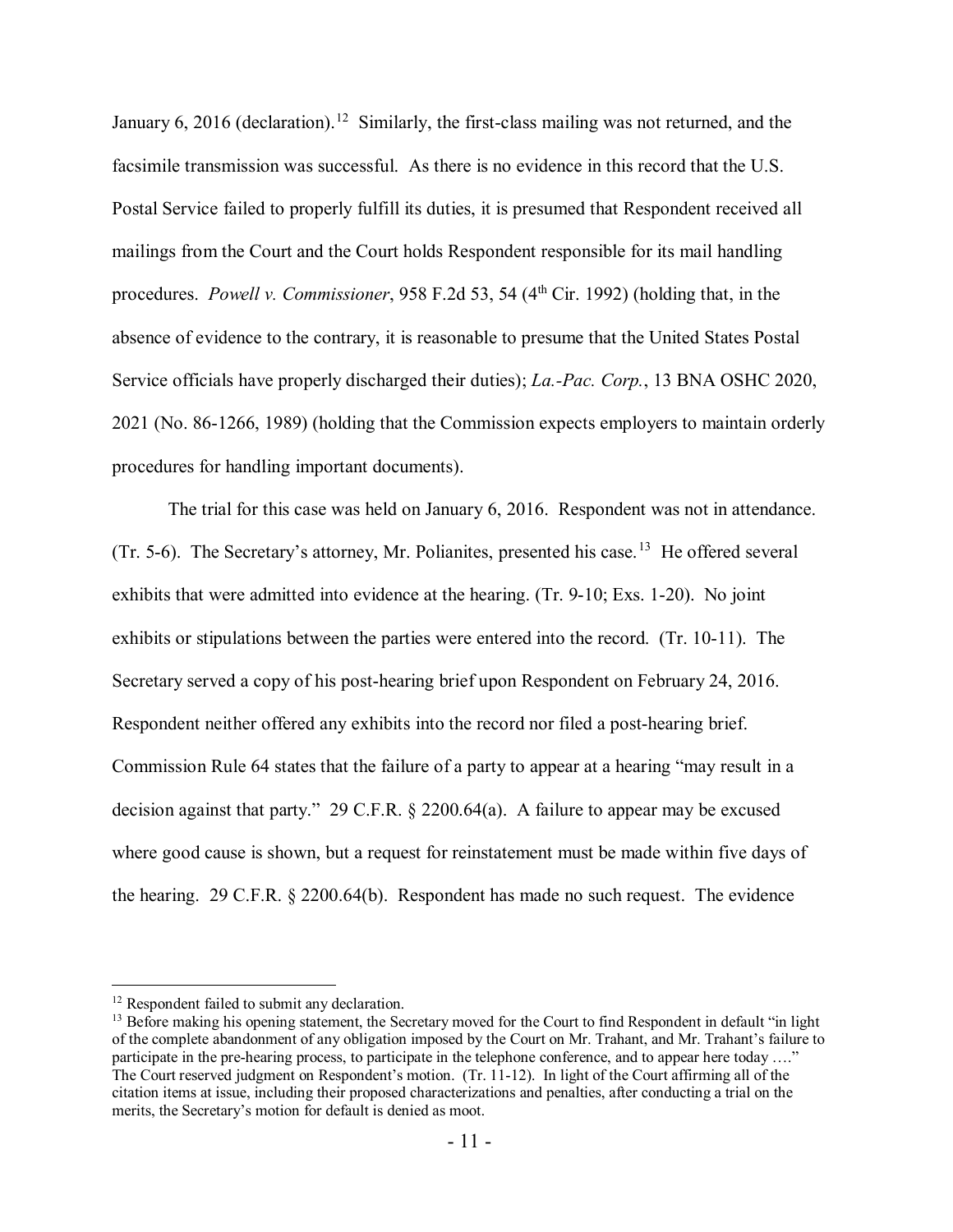January 6, 2016 (declaration).[12] Similarly, the first-class mailing was not returned, and the facsimile transmission was successful. As there is no evidence in this record that the U.S. Postal Service failed to properly fulfill its duties, it is presumed that Respondent received all mailings from the Court and the Court holds Respondent responsible for its mail handling procedures. *Powell v. Commissioner*, 958 F.2d 53, 54 (4th Cir. 1992) (holding that, in the absence of evidence to the contrary, it is reasonable to presume that the United States Postal Service officials have properly discharged their duties); *La.-Pac. Corp.*, 13 BNA OSHC 2020, 2021 (No. 86-1266, 1989) (holding that the Commission expects employers to maintain orderly procedures for handling important documents).

The trial for this case was held on January 6, 2016. Respondent was not in attendance. (Tr. 5-6). The Secretary's attorney, Mr. Polianites, presented his case.[13] He offered several exhibits that were admitted into evidence at the hearing. (Tr. 9-10; Exs. 1-20). No joint exhibits or stipulations between the parties were entered into the record. (Tr. 10-11). The Secretary served a copy of his post-hearing brief upon Respondent on February 24, 2016. Respondent neither offered any exhibits into the record nor filed a post-hearing brief. Commission Rule 64 states that the failure of a party to appear at a hearing "may result in a decision against that party." 29 C.F.R. § 2200.64(a). A failure to appear may be excused where good cause is shown, but a request for reinstatement must be made within five days of the hearing. 29 C.F.R. § 2200.64(b). Respondent has made no such request. The evidence

---

[12] Respondent failed to submit any declaration.

[13] Before making his opening statement, the Secretary moved for the Court to find Respondent in default "in light of the complete abandonment of any obligation imposed by the Court on Mr. Trahant, and Mr. Trahant's failure to participate in the pre-hearing process, to participate in the telephone conference, and to appear here today …." The Court reserved judgment on Respondent's motion. (Tr. 11-12). In light of the Court affirming all of the citation items at issue, including their proposed characterizations and penalties, after conducting a trial on the merits, the Secretary's motion for default is denied as moot.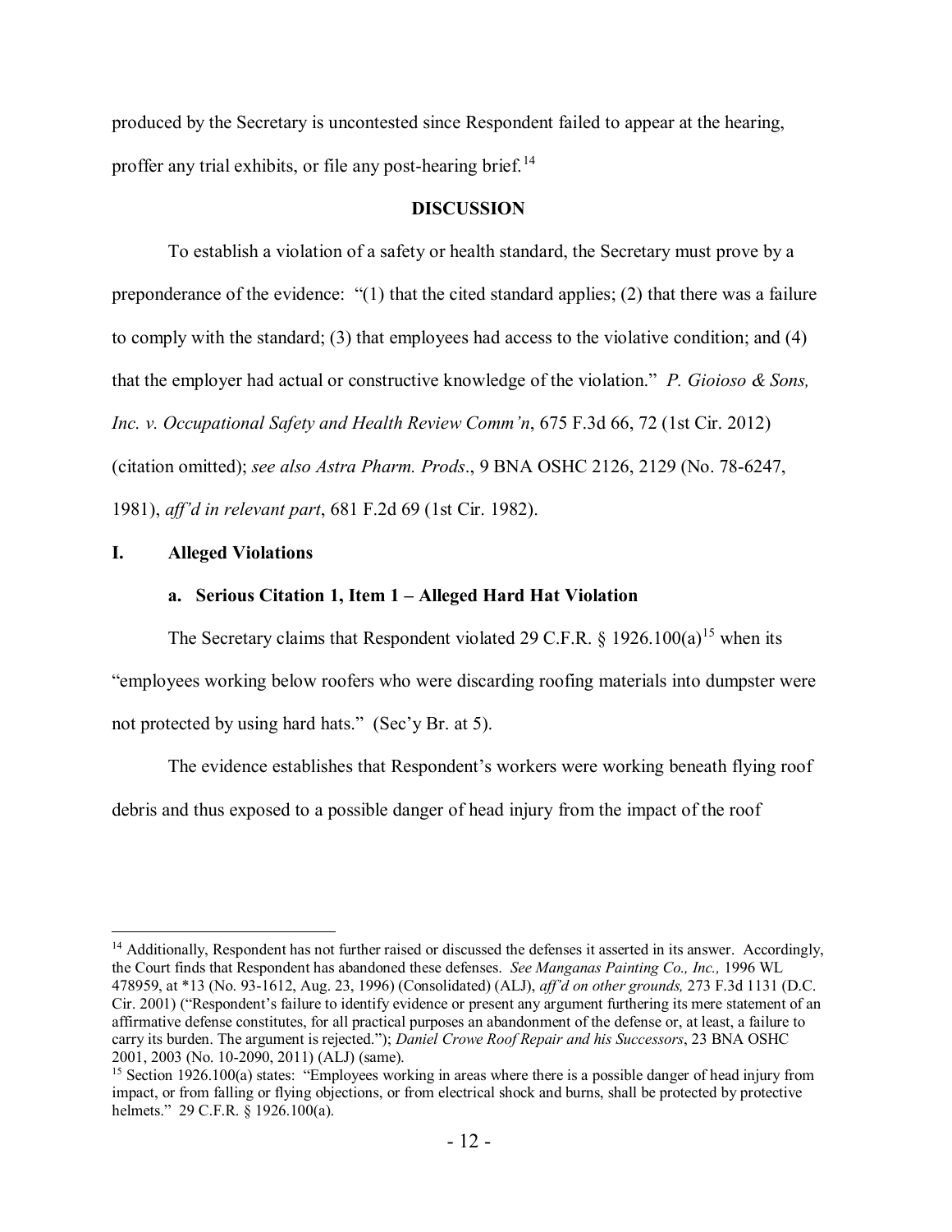produced by the Secretary is uncontested since Respondent failed to appear at the hearing, proffer any trial exhibits, or file any post-hearing brief.[14]

## DISCUSSION

To establish a violation of a safety or health standard, the Secretary must prove by a preponderance of the evidence: "(1) that the cited standard applies; (2) that there was a failure to comply with the standard; (3) that employees had access to the violative condition; and (4) that the employer had actual or constructive knowledge of the violation." *P. Gioioso & Sons, Inc. v. Occupational Safety and Health Review Comm'n*, 675 F.3d 66, 72 (1st Cir. 2012) (citation omitted); *see also Astra Pharm. Prods*., 9 BNA OSHC 2126, 2129 (No. 78-6247, 1981), *aff'd in relevant part*, 681 F.2d 69 (1st Cir. 1982).

### I. Alleged Violations

#### a. Serious Citation 1, Item 1 – Alleged Hard Hat Violation

The Secretary claims that Respondent violated 29 C.F.R. § 1926.100(a)[15] when its "employees working below roofers who were discarding roofing materials into dumpster were not protected by using hard hats." (Sec'y Br. at 5).

The evidence establishes that Respondent's workers were working beneath flying roof debris and thus exposed to a possible danger of head injury from the impact of the roof

---

[14] Additionally, Respondent has not further raised or discussed the defenses it asserted in its answer. Accordingly, the Court finds that Respondent has abandoned these defenses. *See Manganas Painting Co., Inc.,* 1996 WL 478959, at *13 (No. 93-1612, Aug. 23, 1996) (Consolidated) (ALJ), *aff'd on other grounds,* 273 F.3d 1131 (D.C. Cir. 2001) ("Respondent's failure to identify evidence or present any argument furthering its mere statement of an affirmative defense constitutes, for all practical purposes an abandonment of the defense or, at least, a failure to carry its burden. The argument is rejected."); *Daniel Crowe Roof Repair and his Successors*, 23 BNA OSHC 2001, 2003 (No. 10-2090, 2011) (ALJ) (same).

[15] Section 1926.100(a) states: "Employees working in areas where there is a possible danger of head injury from impact, or from falling or flying objections, or from electrical shock and burns, shall be protected by protective helmets." 29 C.F.R. § 1926.100(a).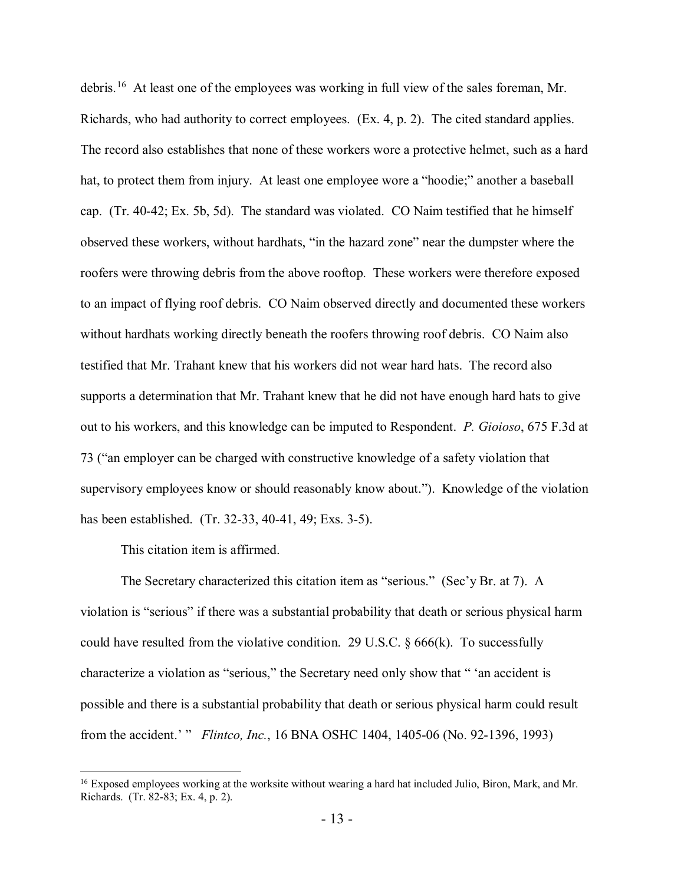debris.[16] At least one of the employees was working in full view of the sales foreman, Mr. Richards, who had authority to correct employees. (Ex. 4, p. 2). The cited standard applies. The record also establishes that none of these workers wore a protective helmet, such as a hard hat, to protect them from injury. At least one employee wore a "hoodie;" another a baseball cap. (Tr. 40-42; Ex. 5b, 5d). The standard was violated. CO Naim testified that he himself observed these workers, without hardhats, "in the hazard zone" near the dumpster where the roofers were throwing debris from the above rooftop. These workers were therefore exposed to an impact of flying roof debris. CO Naim observed directly and documented these workers without hardhats working directly beneath the roofers throwing roof debris. CO Naim also testified that Mr. Trahant knew that his workers did not wear hard hats. The record also supports a determination that Mr. Trahant knew that he did not have enough hard hats to give out to his workers, and this knowledge can be imputed to Respondent. *P. Gioioso*, 675 F.3d at 73 ("an employer can be charged with constructive knowledge of a safety violation that supervisory employees know or should reasonably know about."). Knowledge of the violation has been established. (Tr. 32-33, 40-41, 49; Exs. 3-5).

This citation item is affirmed.

The Secretary characterized this citation item as "serious." (Sec'y Br. at 7). A violation is "serious" if there was a substantial probability that death or serious physical harm could have resulted from the violative condition. 29 U.S.C. § 666(k). To successfully characterize a violation as "serious," the Secretary need only show that " 'an accident is possible and there is a substantial probability that death or serious physical harm could result from the accident.' " *Flintco, Inc.*, 16 BNA OSHC 1404, 1405-06 (No. 92-1396, 1993)

---

[16] Exposed employees working at the worksite without wearing a hard hat included Julio, Biron, Mark, and Mr. Richards. (Tr. 82-83; Ex. 4, p. 2).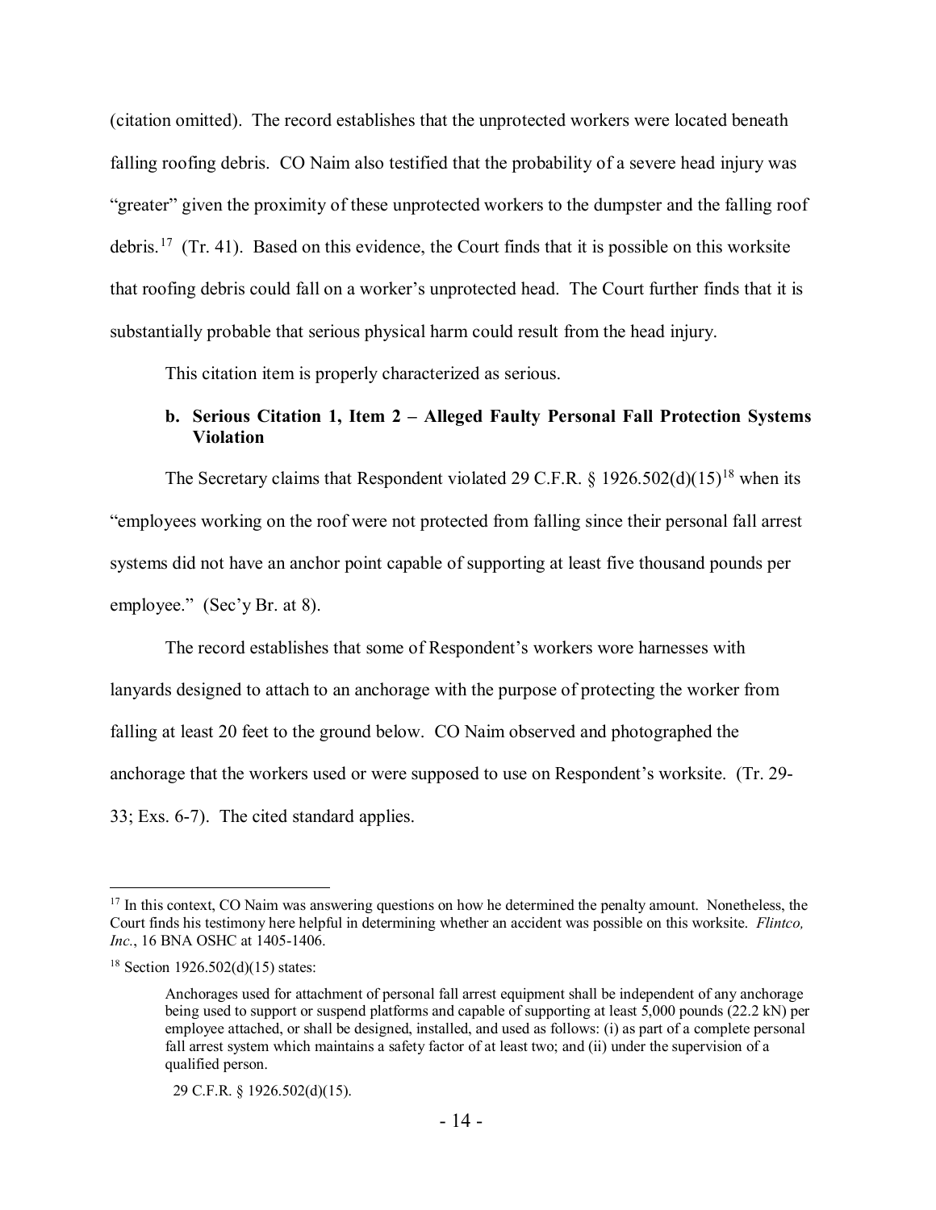(citation omitted). The record establishes that the unprotected workers were located beneath falling roofing debris. CO Naim also testified that the probability of a severe head injury was "greater" given the proximity of these unprotected workers to the dumpster and the falling roof debris.[17] (Tr. 41). Based on this evidence, the Court finds that it is possible on this worksite that roofing debris could fall on a worker's unprotected head. The Court further finds that it is substantially probable that serious physical harm could result from the head injury.

This citation item is properly characterized as serious.

**b. Serious Citation 1, Item 2 – Alleged Faulty Personal Fall Protection Systems Violation**

The Secretary claims that Respondent violated 29 C.F.R. § 1926.502(d)(15)[18] when its "employees working on the roof were not protected from falling since their personal fall arrest systems did not have an anchor point capable of supporting at least five thousand pounds per employee." (Sec'y Br. at 8).

The record establishes that some of Respondent's workers wore harnesses with lanyards designed to attach to an anchorage with the purpose of protecting the worker from falling at least 20 feet to the ground below. CO Naim observed and photographed the anchorage that the workers used or were supposed to use on Respondent's worksite. (Tr. 29-33; Exs. 6-7). The cited standard applies.

---

[17] In this context, CO Naim was answering questions on how he determined the penalty amount. Nonetheless, the Court finds his testimony here helpful in determining whether an accident was possible on this worksite. *Flintco, Inc.*, 16 BNA OSHC at 1405-1406.

[18] Section 1926.502(d)(15) states:

> Anchorages used for attachment of personal fall arrest equipment shall be independent of any anchorage being used to support or suspend platforms and capable of supporting at least 5,000 pounds (22.2 kN) per employee attached, or shall be designed, installed, and used as follows: (i) as part of a complete personal fall arrest system which maintains a safety factor of at least two; and (ii) under the supervision of a qualified person.
>
> 29 C.F.R. § 1926.502(d)(15).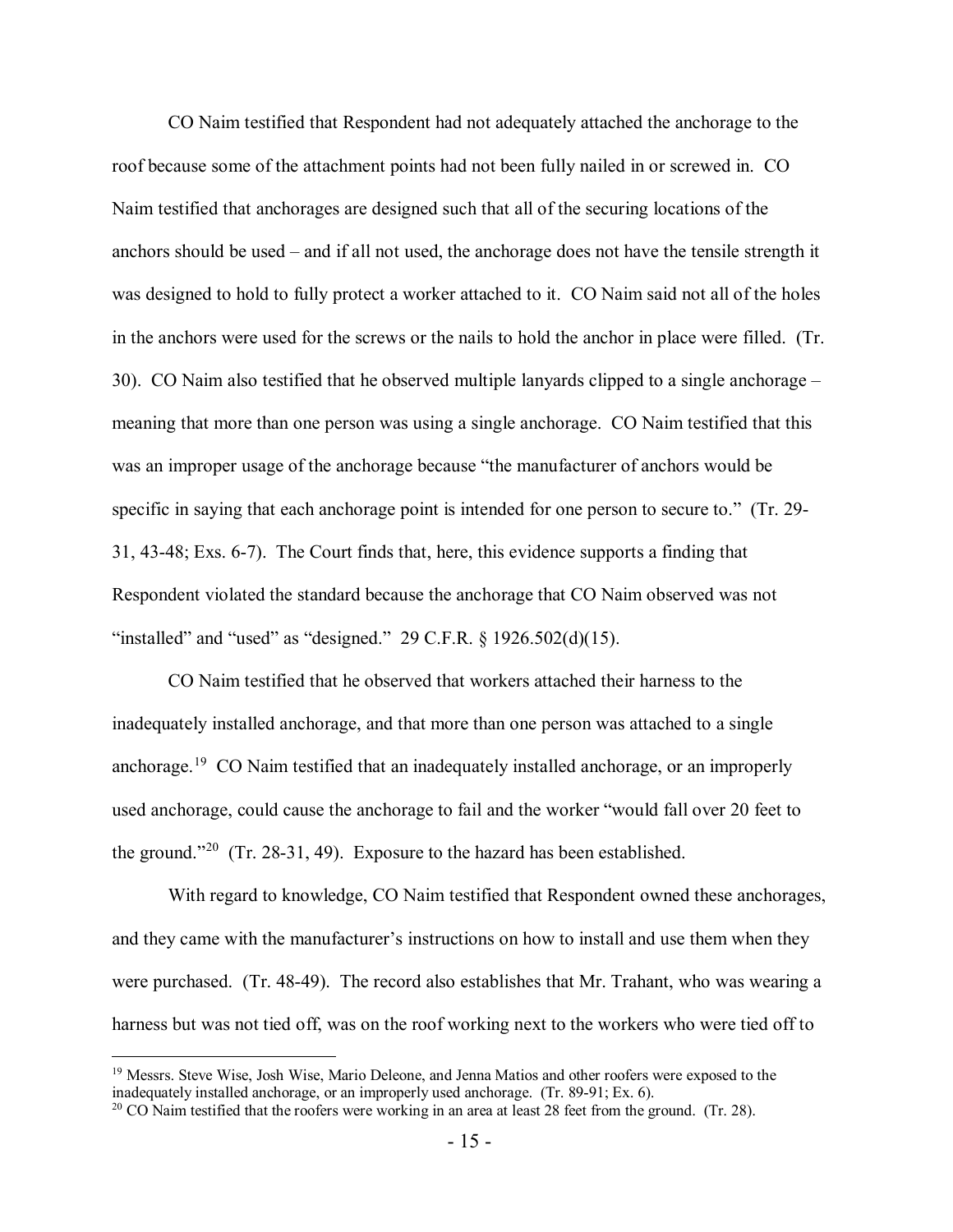CO Naim testified that Respondent had not adequately attached the anchorage to the roof because some of the attachment points had not been fully nailed in or screwed in. CO Naim testified that anchorages are designed such that all of the securing locations of the anchors should be used – and if all not used, the anchorage does not have the tensile strength it was designed to hold to fully protect a worker attached to it. CO Naim said not all of the holes in the anchors were used for the screws or the nails to hold the anchor in place were filled. (Tr. 30). CO Naim also testified that he observed multiple lanyards clipped to a single anchorage – meaning that more than one person was using a single anchorage. CO Naim testified that this was an improper usage of the anchorage because "the manufacturer of anchors would be specific in saying that each anchorage point is intended for one person to secure to." (Tr. 29-31, 43-48; Exs. 6-7). The Court finds that, here, this evidence supports a finding that Respondent violated the standard because the anchorage that CO Naim observed was not "installed" and "used" as "designed." 29 C.F.R. § 1926.502(d)(15).

CO Naim testified that he observed that workers attached their harness to the inadequately installed anchorage, and that more than one person was attached to a single anchorage.[19] CO Naim testified that an inadequately installed anchorage, or an improperly used anchorage, could cause the anchorage to fail and the worker "would fall over 20 feet to the ground."[20] (Tr. 28-31, 49). Exposure to the hazard has been established.

With regard to knowledge, CO Naim testified that Respondent owned these anchorages, and they came with the manufacturer's instructions on how to install and use them when they were purchased. (Tr. 48-49). The record also establishes that Mr. Trahant, who was wearing a harness but was not tied off, was on the roof working next to the workers who were tied off to

---

[19] Messrs. Steve Wise, Josh Wise, Mario Deleone, and Jenna Matios and other roofers were exposed to the inadequately installed anchorage, or an improperly used anchorage. (Tr. 89-91; Ex. 6).

[20] CO Naim testified that the roofers were working in an area at least 28 feet from the ground. (Tr. 28).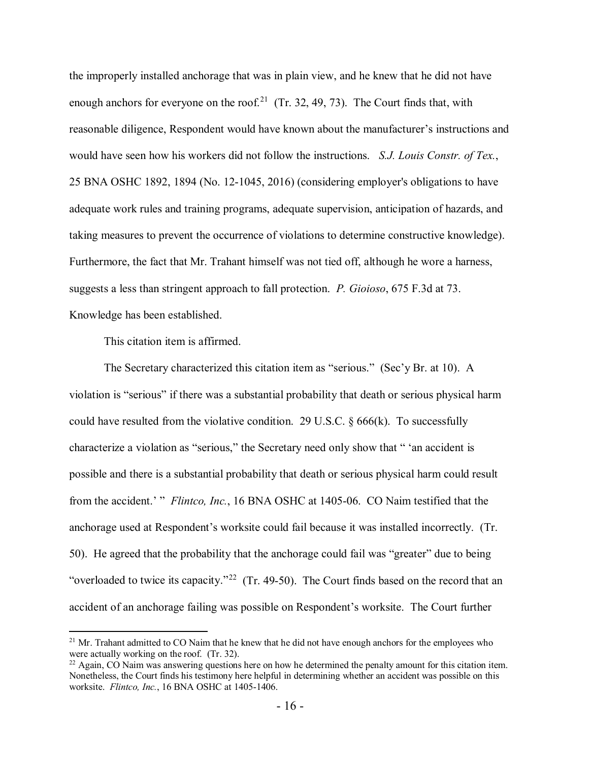the improperly installed anchorage that was in plain view, and he knew that he did not have enough anchors for everyone on the roof.[21] (Tr. 32, 49, 73). The Court finds that, with reasonable diligence, Respondent would have known about the manufacturer's instructions and would have seen how his workers did not follow the instructions. *S.J. Louis Constr. of Tex.*, 25 BNA OSHC 1892, 1894 (No. 12-1045, 2016) (considering employer's obligations to have adequate work rules and training programs, adequate supervision, anticipation of hazards, and taking measures to prevent the occurrence of violations to determine constructive knowledge). Furthermore, the fact that Mr. Trahant himself was not tied off, although he wore a harness, suggests a less than stringent approach to fall protection. *P. Gioioso*, 675 F.3d at 73. Knowledge has been established.

This citation item is affirmed.

The Secretary characterized this citation item as "serious." (Sec'y Br. at 10). A violation is "serious" if there was a substantial probability that death or serious physical harm could have resulted from the violative condition. 29 U.S.C. § 666(k). To successfully characterize a violation as "serious," the Secretary need only show that " 'an accident is possible and there is a substantial probability that death or serious physical harm could result from the accident.' " *Flintco, Inc.*, 16 BNA OSHC at 1405-06. CO Naim testified that the anchorage used at Respondent's worksite could fail because it was installed incorrectly. (Tr. 50). He agreed that the probability that the anchorage could fail was "greater" due to being "overloaded to twice its capacity."[22] (Tr. 49-50). The Court finds based on the record that an accident of an anchorage failing was possible on Respondent's worksite. The Court further

---

[21] Mr. Trahant admitted to CO Naim that he knew that he did not have enough anchors for the employees who were actually working on the roof. (Tr. 32).

[22] Again, CO Naim was answering questions here on how he determined the penalty amount for this citation item. Nonetheless, the Court finds his testimony here helpful in determining whether an accident was possible on this worksite. *Flintco, Inc.*, 16 BNA OSHC at 1405-1406.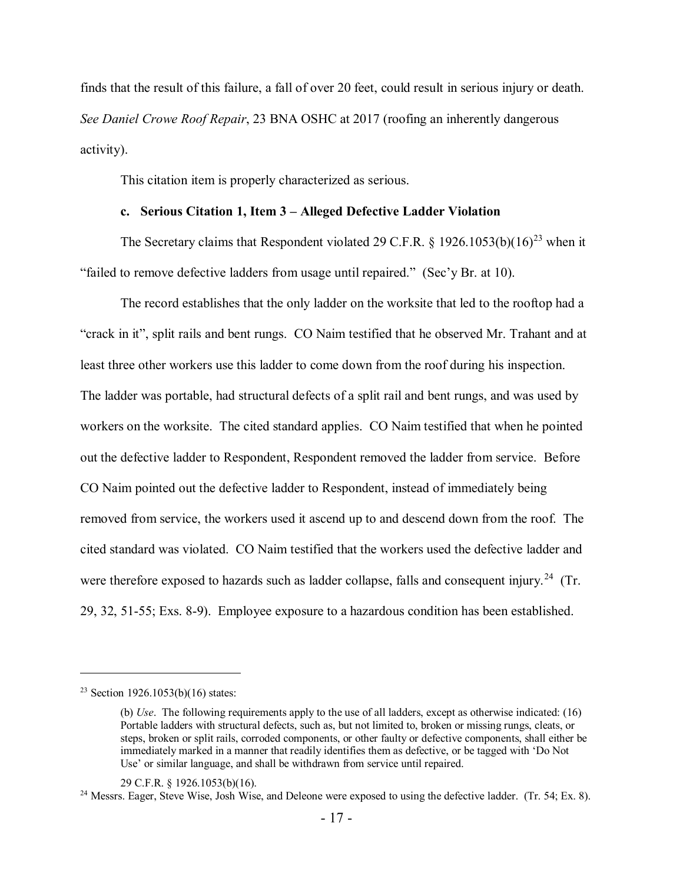finds that the result of this failure, a fall of over 20 feet, could result in serious injury or death. *See Daniel Crowe Roof Repair*, 23 BNA OSHC at 2017 (roofing an inherently dangerous activity).

This citation item is properly characterized as serious.

### c. Serious Citation 1, Item 3 – Alleged Defective Ladder Violation

The Secretary claims that Respondent violated 29 C.F.R. § 1926.1053(b)(16)[23] when it "failed to remove defective ladders from usage until repaired." (Sec'y Br. at 10).

The record establishes that the only ladder on the worksite that led to the rooftop had a "crack in it", split rails and bent rungs. CO Naim testified that he observed Mr. Trahant and at least three other workers use this ladder to come down from the roof during his inspection. The ladder was portable, had structural defects of a split rail and bent rungs, and was used by workers on the worksite. The cited standard applies. CO Naim testified that when he pointed out the defective ladder to Respondent, Respondent removed the ladder from service. Before CO Naim pointed out the defective ladder to Respondent, instead of immediately being removed from service, the workers used it ascend up to and descend down from the roof. The cited standard was violated. CO Naim testified that the workers used the defective ladder and were therefore exposed to hazards such as ladder collapse, falls and consequent injury.[24] (Tr. 29, 32, 51-55; Exs. 8-9). Employee exposure to a hazardous condition has been established.

---

[23] Section 1926.1053(b)(16) states:

> (b) *Use*. The following requirements apply to the use of all ladders, except as otherwise indicated: (16) Portable ladders with structural defects, such as, but not limited to, broken or missing rungs, cleats, or steps, broken or split rails, corroded components, or other faulty or defective components, shall either be immediately marked in a manner that readily identifies them as defective, or be tagged with 'Do Not Use' or similar language, and shall be withdrawn from service until repaired.

29 C.F.R. § 1926.1053(b)(16).

[24] Messrs. Eager, Steve Wise, Josh Wise, and Deleone were exposed to using the defective ladder. (Tr. 54; Ex. 8).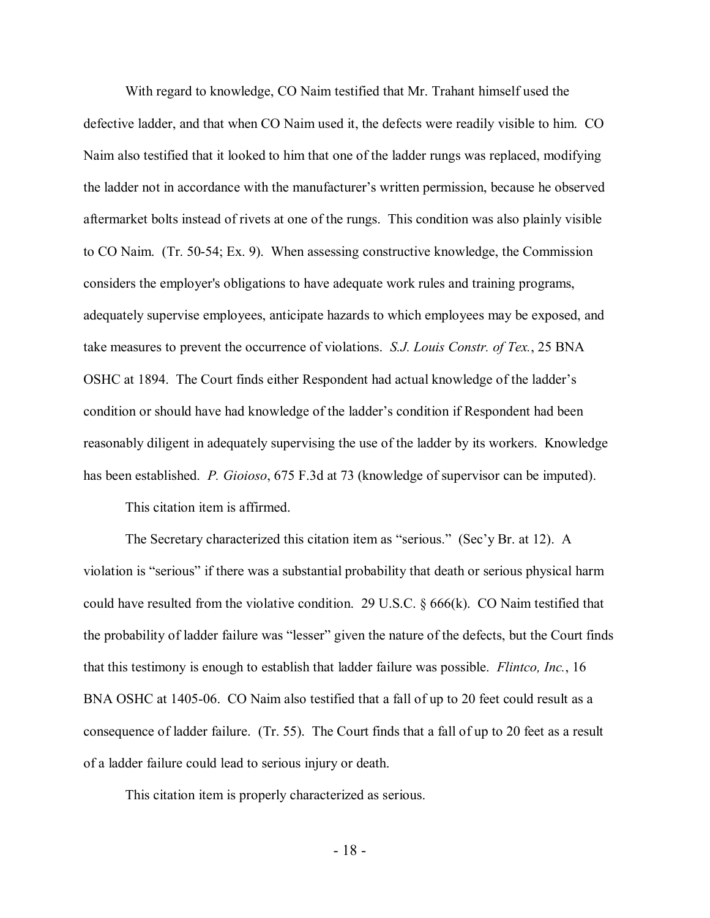With regard to knowledge, CO Naim testified that Mr. Trahant himself used the defective ladder, and that when CO Naim used it, the defects were readily visible to him. CO Naim also testified that it looked to him that one of the ladder rungs was replaced, modifying the ladder not in accordance with the manufacturer's written permission, because he observed aftermarket bolts instead of rivets at one of the rungs. This condition was also plainly visible to CO Naim. (Tr. 50-54; Ex. 9). When assessing constructive knowledge, the Commission considers the employer's obligations to have adequate work rules and training programs, adequately supervise employees, anticipate hazards to which employees may be exposed, and take measures to prevent the occurrence of violations. *S.J. Louis Constr. of Tex.*, 25 BNA OSHC at 1894. The Court finds either Respondent had actual knowledge of the ladder's condition or should have had knowledge of the ladder's condition if Respondent had been reasonably diligent in adequately supervising the use of the ladder by its workers. Knowledge has been established. *P. Gioioso*, 675 F.3d at 73 (knowledge of supervisor can be imputed).

This citation item is affirmed.

The Secretary characterized this citation item as "serious." (Sec'y Br. at 12). A violation is "serious" if there was a substantial probability that death or serious physical harm could have resulted from the violative condition. 29 U.S.C. § 666(k). CO Naim testified that the probability of ladder failure was "lesser" given the nature of the defects, but the Court finds that this testimony is enough to establish that ladder failure was possible. *Flintco, Inc.*, 16 BNA OSHC at 1405-06. CO Naim also testified that a fall of up to 20 feet could result as a consequence of ladder failure. (Tr. 55). The Court finds that a fall of up to 20 feet as a result of a ladder failure could lead to serious injury or death.

This citation item is properly characterized as serious.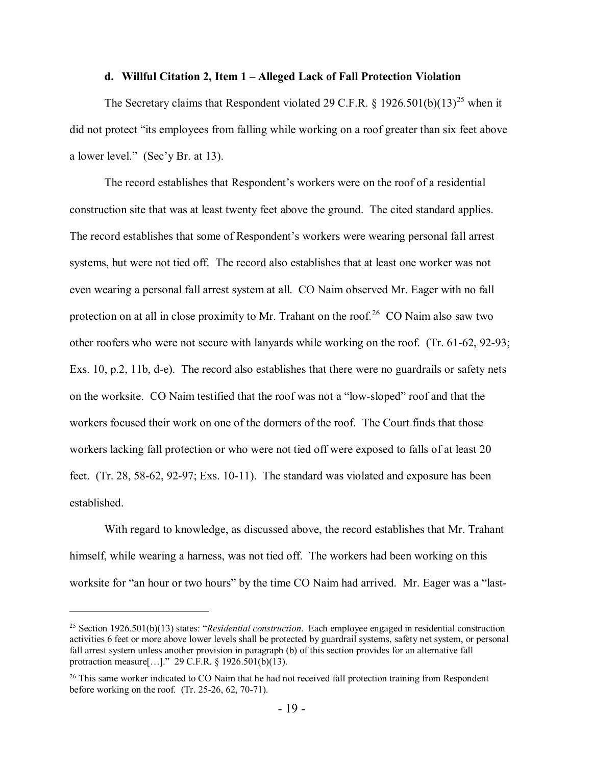#### d. Willful Citation 2, Item 1 – Alleged Lack of Fall Protection Violation

The Secretary claims that Respondent violated 29 C.F.R. § 1926.501(b)(13)[25] when it did not protect "its employees from falling while working on a roof greater than six feet above a lower level." (Sec'y Br. at 13).

The record establishes that Respondent's workers were on the roof of a residential construction site that was at least twenty feet above the ground. The cited standard applies. The record establishes that some of Respondent's workers were wearing personal fall arrest systems, but were not tied off. The record also establishes that at least one worker was not even wearing a personal fall arrest system at all. CO Naim observed Mr. Eager with no fall protection on at all in close proximity to Mr. Trahant on the roof.[26] CO Naim also saw two other roofers who were not secure with lanyards while working on the roof. (Tr. 61-62, 92-93; Exs. 10, p.2, 11b, d-e). The record also establishes that there were no guardrails or safety nets on the worksite. CO Naim testified that the roof was not a "low-sloped" roof and that the workers focused their work on one of the dormers of the roof. The Court finds that those workers lacking fall protection or who were not tied off were exposed to falls of at least 20 feet. (Tr. 28, 58-62, 92-97; Exs. 10-11). The standard was violated and exposure has been established.

With regard to knowledge, as discussed above, the record establishes that Mr. Trahant himself, while wearing a harness, was not tied off. The workers had been working on this worksite for "an hour or two hours" by the time CO Naim had arrived. Mr. Eager was a "last-

---

[25] Section 1926.501(b)(13) states: "*Residential construction*. Each employee engaged in residential construction activities 6 feet or more above lower levels shall be protected by guardrail systems, safety net system, or personal fall arrest system unless another provision in paragraph (b) of this section provides for an alternative fall protraction measure[…]." 29 C.F.R. § 1926.501(b)(13).

[26] This same worker indicated to CO Naim that he had not received fall protection training from Respondent before working on the roof. (Tr. 25-26, 62, 70-71).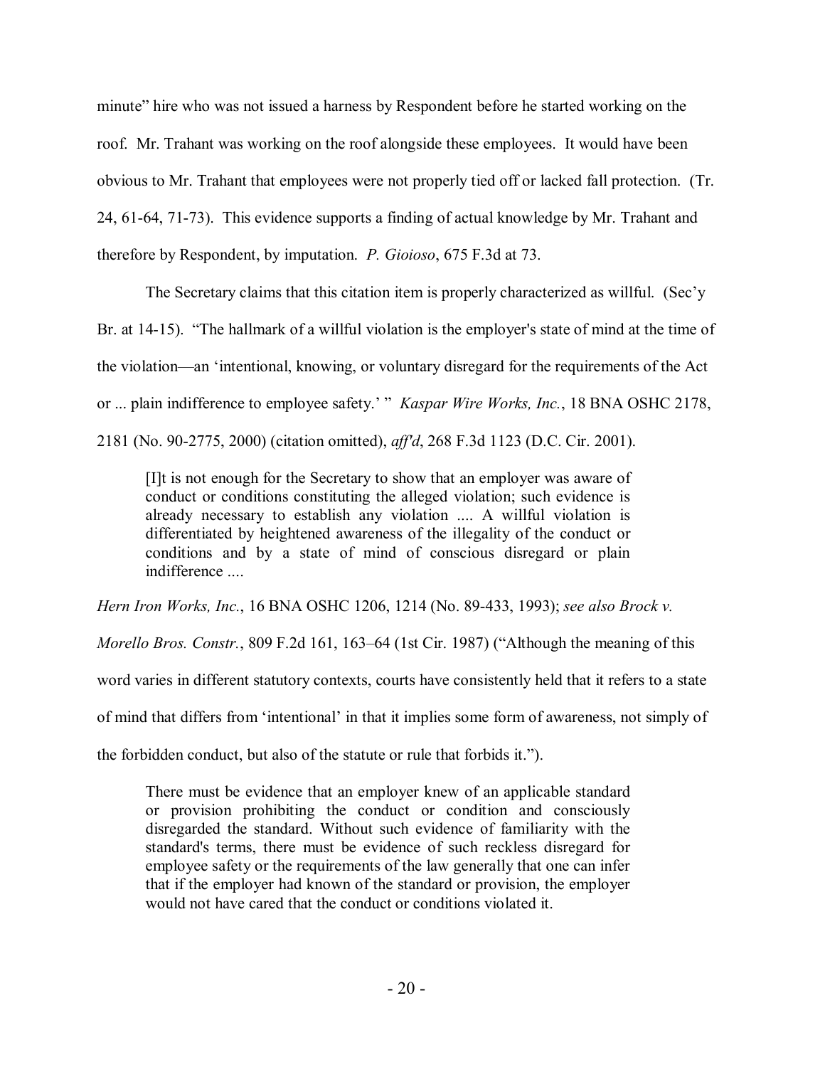minute" hire who was not issued a harness by Respondent before he started working on the roof. Mr. Trahant was working on the roof alongside these employees. It would have been obvious to Mr. Trahant that employees were not properly tied off or lacked fall protection. (Tr. 24, 61-64, 71-73). This evidence supports a finding of actual knowledge by Mr. Trahant and therefore by Respondent, by imputation. *P. Gioioso*, 675 F.3d at 73.

The Secretary claims that this citation item is properly characterized as willful. (Sec'y Br. at 14-15). "The hallmark of a willful violation is the employer's state of mind at the time of the violation—an 'intentional, knowing, or voluntary disregard for the requirements of the Act or ... plain indifference to employee safety.' " *Kaspar Wire Works, Inc.*, 18 BNA OSHC 2178, 2181 (No. 90-2775, 2000) (citation omitted), *aff'd*, 268 F.3d 1123 (D.C. Cir. 2001).

> [I]t is not enough for the Secretary to show that an employer was aware of conduct or conditions constituting the alleged violation; such evidence is already necessary to establish any violation .... A willful violation is differentiated by heightened awareness of the illegality of the conduct or conditions and by a state of mind of conscious disregard or plain indifference ....

*Hern Iron Works, Inc.*, 16 BNA OSHC 1206, 1214 (No. 89-433, 1993); *see also Brock v. Morello Bros. Constr.*, 809 F.2d 161, 163–64 (1st Cir. 1987) ("Although the meaning of this word varies in different statutory contexts, courts have consistently held that it refers to a state of mind that differs from 'intentional' in that it implies some form of awareness, not simply of the forbidden conduct, but also of the statute or rule that forbids it.").

> There must be evidence that an employer knew of an applicable standard or provision prohibiting the conduct or condition and consciously disregarded the standard. Without such evidence of familiarity with the standard's terms, there must be evidence of such reckless disregard for employee safety or the requirements of the law generally that one can infer that if the employer had known of the standard or provision, the employer would not have cared that the conduct or conditions violated it.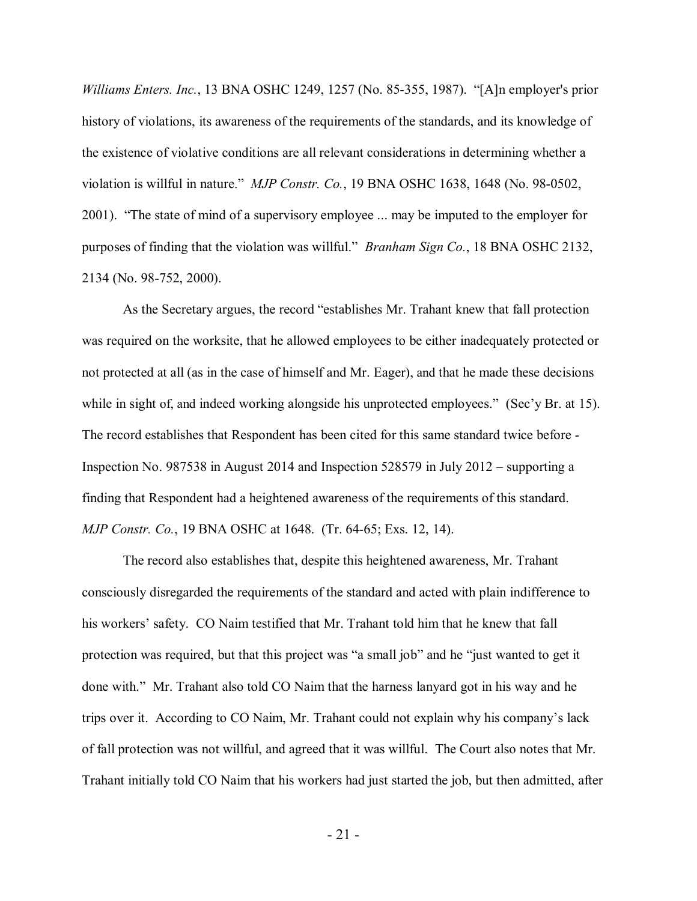*Williams Enters. Inc.*, 13 BNA OSHC 1249, 1257 (No. 85-355, 1987). "[A]n employer's prior history of violations, its awareness of the requirements of the standards, and its knowledge of the existence of violative conditions are all relevant considerations in determining whether a violation is willful in nature." *MJP Constr. Co.*, 19 BNA OSHC 1638, 1648 (No. 98-0502, 2001). "The state of mind of a supervisory employee ... may be imputed to the employer for purposes of finding that the violation was willful." *Branham Sign Co.*, 18 BNA OSHC 2132, 2134 (No. 98-752, 2000).

As the Secretary argues, the record "establishes Mr. Trahant knew that fall protection was required on the worksite, that he allowed employees to be either inadequately protected or not protected at all (as in the case of himself and Mr. Eager), and that he made these decisions while in sight of, and indeed working alongside his unprotected employees." (Sec'y Br. at 15). The record establishes that Respondent has been cited for this same standard twice before - Inspection No. 987538 in August 2014 and Inspection 528579 in July 2012 – supporting a finding that Respondent had a heightened awareness of the requirements of this standard. *MJP Constr. Co.*, 19 BNA OSHC at 1648. (Tr. 64-65; Exs. 12, 14).

The record also establishes that, despite this heightened awareness, Mr. Trahant consciously disregarded the requirements of the standard and acted with plain indifference to his workers' safety. CO Naim testified that Mr. Trahant told him that he knew that fall protection was required, but that this project was "a small job" and he "just wanted to get it done with." Mr. Trahant also told CO Naim that the harness lanyard got in his way and he trips over it. According to CO Naim, Mr. Trahant could not explain why his company's lack of fall protection was not willful, and agreed that it was willful. The Court also notes that Mr. Trahant initially told CO Naim that his workers had just started the job, but then admitted, after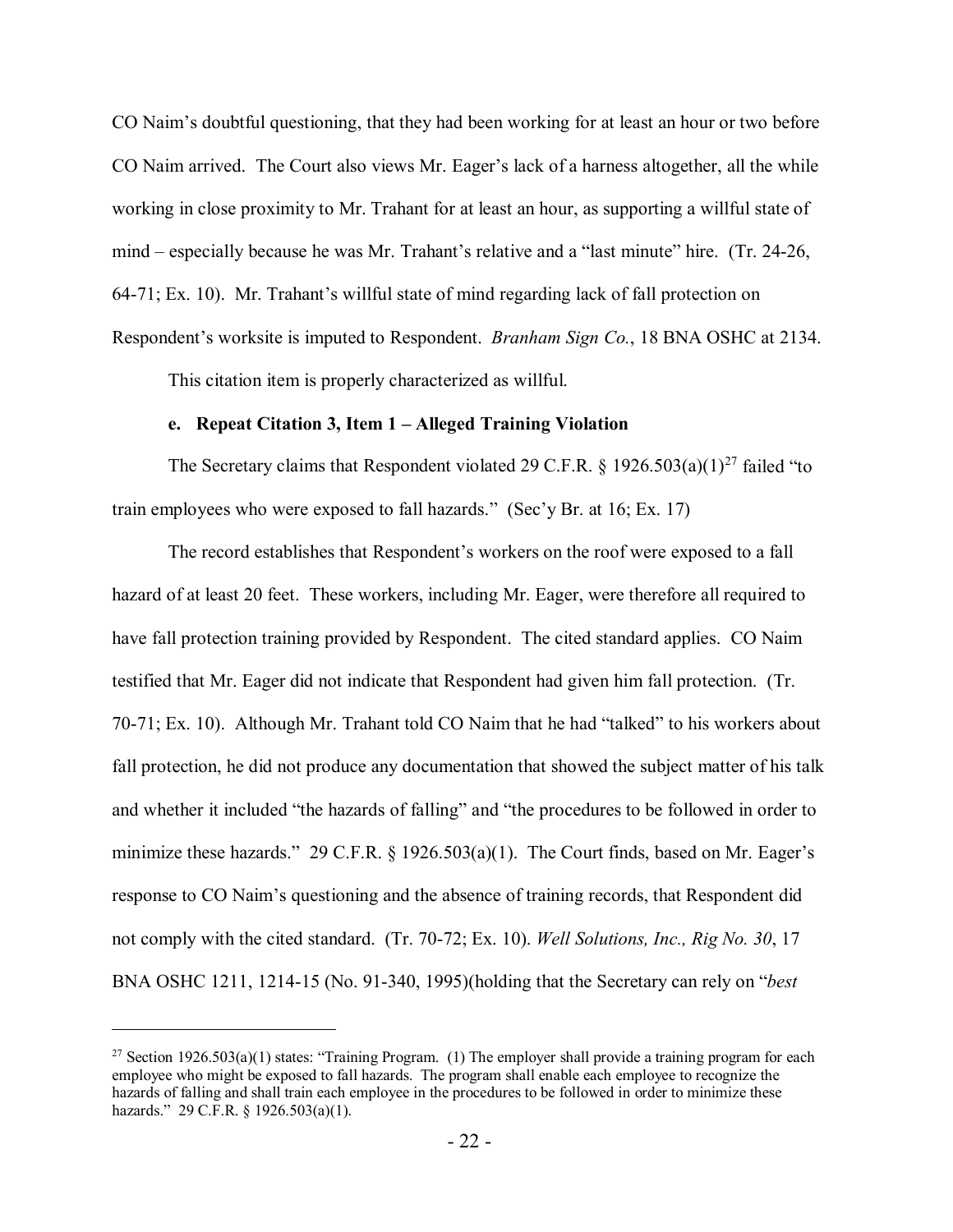CO Naim's doubtful questioning, that they had been working for at least an hour or two before CO Naim arrived. The Court also views Mr. Eager's lack of a harness altogether, all the while working in close proximity to Mr. Trahant for at least an hour, as supporting a willful state of mind – especially because he was Mr. Trahant's relative and a "last minute" hire. (Tr. 24-26, 64-71; Ex. 10). Mr. Trahant's willful state of mind regarding lack of fall protection on Respondent's worksite is imputed to Respondent. *Branham Sign Co.*, 18 BNA OSHC at 2134.

This citation item is properly characterized as willful.

**e. Repeat Citation 3, Item 1 – Alleged Training Violation**

The Secretary claims that Respondent violated 29 C.F.R. § 1926.503(a)(1)[27] failed "to train employees who were exposed to fall hazards." (Sec'y Br. at 16; Ex. 17)

The record establishes that Respondent's workers on the roof were exposed to a fall hazard of at least 20 feet. These workers, including Mr. Eager, were therefore all required to have fall protection training provided by Respondent. The cited standard applies. CO Naim testified that Mr. Eager did not indicate that Respondent had given him fall protection. (Tr. 70-71; Ex. 10). Although Mr. Trahant told CO Naim that he had "talked" to his workers about fall protection, he did not produce any documentation that showed the subject matter of his talk and whether it included "the hazards of falling" and "the procedures to be followed in order to minimize these hazards." 29 C.F.R. § 1926.503(a)(1). The Court finds, based on Mr. Eager's response to CO Naim's questioning and the absence of training records, that Respondent did not comply with the cited standard. (Tr. 70-72; Ex. 10). *Well Solutions, Inc., Rig No. 30*, 17 BNA OSHC 1211, 1214-15 (No. 91-340, 1995)(holding that the Secretary can rely on "*best*

---

[27] Section 1926.503(a)(1) states: "Training Program. (1) The employer shall provide a training program for each employee who might be exposed to fall hazards. The program shall enable each employee to recognize the hazards of falling and shall train each employee in the procedures to be followed in order to minimize these hazards." 29 C.F.R. § 1926.503(a)(1).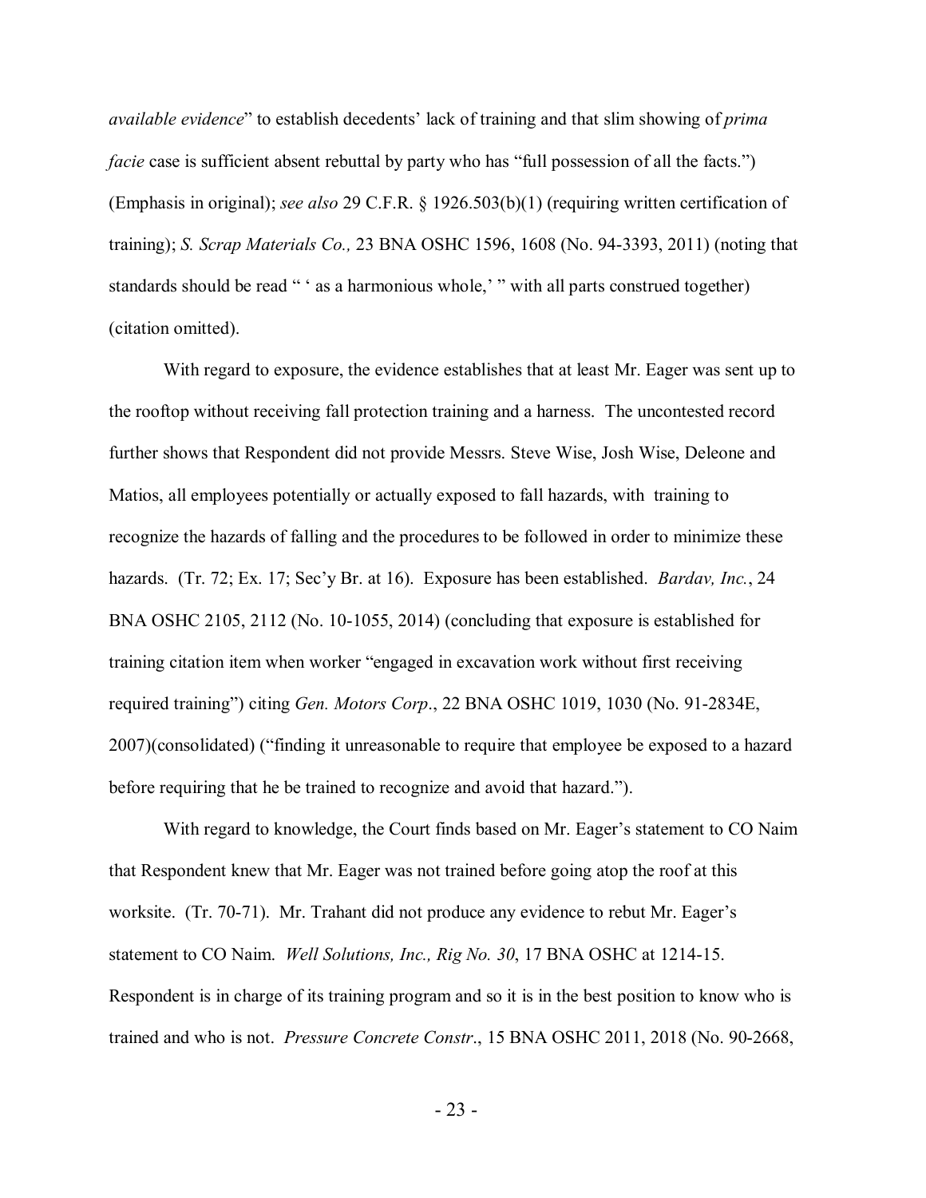*available evidence*" to establish decedents' lack of training and that slim showing of *prima facie* case is sufficient absent rebuttal by party who has "full possession of all the facts.") (Emphasis in original); *see also* 29 C.F.R. § 1926.503(b)(1) (requiring written certification of training); *S. Scrap Materials Co.,* 23 BNA OSHC 1596, 1608 (No. 94-3393, 2011) (noting that standards should be read " ' as a harmonious whole,' " with all parts construed together) (citation omitted).

With regard to exposure, the evidence establishes that at least Mr. Eager was sent up to the rooftop without receiving fall protection training and a harness. The uncontested record further shows that Respondent did not provide Messrs. Steve Wise, Josh Wise, Deleone and Matios, all employees potentially or actually exposed to fall hazards, with training to recognize the hazards of falling and the procedures to be followed in order to minimize these hazards. (Tr. 72; Ex. 17; Sec'y Br. at 16). Exposure has been established. *Bardav, Inc.*, 24 BNA OSHC 2105, 2112 (No. 10-1055, 2014) (concluding that exposure is established for training citation item when worker "engaged in excavation work without first receiving required training") citing *Gen. Motors Corp*., 22 BNA OSHC 1019, 1030 (No. 91-2834E, 2007)(consolidated) ("finding it unreasonable to require that employee be exposed to a hazard before requiring that he be trained to recognize and avoid that hazard.").

With regard to knowledge, the Court finds based on Mr. Eager's statement to CO Naim that Respondent knew that Mr. Eager was not trained before going atop the roof at this worksite. (Tr. 70-71). Mr. Trahant did not produce any evidence to rebut Mr. Eager's statement to CO Naim. *Well Solutions, Inc., Rig No. 30*, 17 BNA OSHC at 1214-15. Respondent is in charge of its training program and so it is in the best position to know who is trained and who is not. *Pressure Concrete Constr*., 15 BNA OSHC 2011, 2018 (No. 90-2668,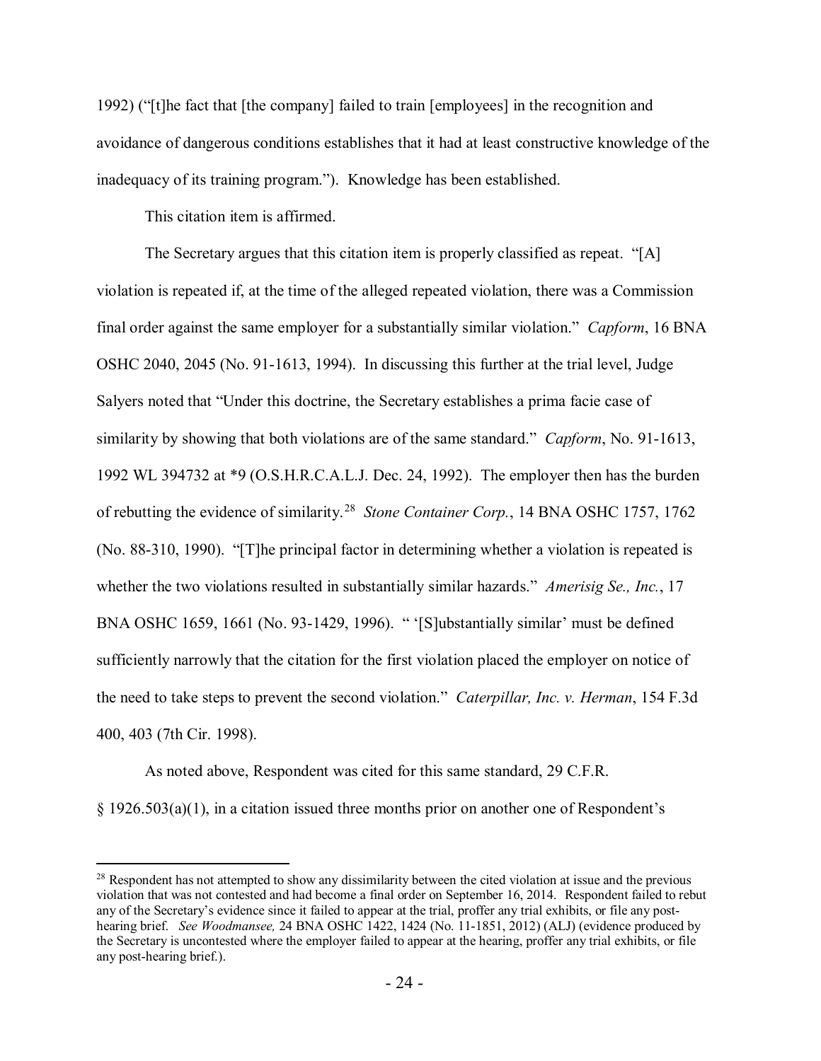1992) ("[t]he fact that [the company] failed to train [employees] in the recognition and avoidance of dangerous conditions establishes that it had at least constructive knowledge of the inadequacy of its training program."). Knowledge has been established.

This citation item is affirmed.

The Secretary argues that this citation item is properly classified as repeat. "[A] violation is repeated if, at the time of the alleged repeated violation, there was a Commission final order against the same employer for a substantially similar violation." *Capform*, 16 BNA OSHC 2040, 2045 (No. 91-1613, 1994). In discussing this further at the trial level, Judge Salyers noted that "Under this doctrine, the Secretary establishes a prima facie case of similarity by showing that both violations are of the same standard." *Capform*, No. 91-1613, 1992 WL 394732 at *9 (O.S.H.R.C.A.L.J. Dec. 24, 1992). The employer then has the burden of rebutting the evidence of similarity.[28] *Stone Container Corp.*, 14 BNA OSHC 1757, 1762 (No. 88-310, 1990). "[T]he principal factor in determining whether a violation is repeated is whether the two violations resulted in substantially similar hazards." *Amerisig Se., Inc.*, 17 BNA OSHC 1659, 1661 (No. 93-1429, 1996). " '[S]ubstantially similar' must be defined sufficiently narrowly that the citation for the first violation placed the employer on notice of the need to take steps to prevent the second violation." *Caterpillar, Inc. v. Herman*, 154 F.3d 400, 403 (7th Cir. 1998).

As noted above, Respondent was cited for this same standard, 29 C.F.R. § 1926.503(a)(1), in a citation issued three months prior on another one of Respondent's

---

[28] Respondent has not attempted to show any dissimilarity between the cited violation at issue and the previous violation that was not contested and had become a final order on September 16, 2014. Respondent failed to rebut any of the Secretary's evidence since it failed to appear at the trial, proffer any trial exhibits, or file any post-hearing brief. *See Woodmansee,* 24 BNA OSHC 1422, 1424 (No. 11-1851, 2012) (ALJ) (evidence produced by the Secretary is uncontested where the employer failed to appear at the hearing, proffer any trial exhibits, or file any post-hearing brief.).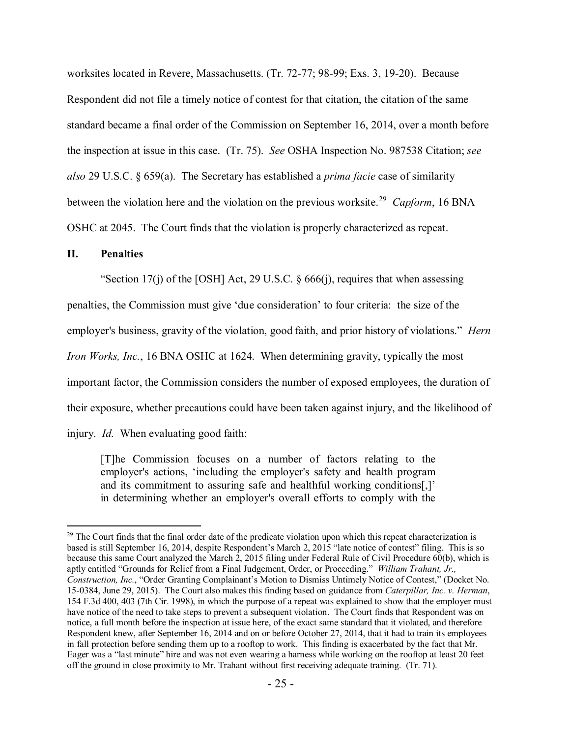worksites located in Revere, Massachusetts. (Tr. 72-77; 98-99; Exs. 3, 19-20). Because Respondent did not file a timely notice of contest for that citation, the citation of the same standard became a final order of the Commission on September 16, 2014, over a month before the inspection at issue in this case. (Tr. 75). *See* OSHA Inspection No. 987538 Citation; *see also* 29 U.S.C. § 659(a). The Secretary has established a *prima facie* case of similarity between the violation here and the violation on the previous worksite.[29] *Capform*, 16 BNA OSHC at 2045. The Court finds that the violation is properly characterized as repeat.

## II. Penalties

"Section 17(j) of the [OSH] Act, 29 U.S.C. § 666(j), requires that when assessing penalties, the Commission must give 'due consideration' to four criteria: the size of the employer's business, gravity of the violation, good faith, and prior history of violations." *Hern Iron Works, Inc.*, 16 BNA OSHC at 1624. When determining gravity, typically the most important factor, the Commission considers the number of exposed employees, the duration of their exposure, whether precautions could have been taken against injury, and the likelihood of injury. *Id.* When evaluating good faith:

> [T]he Commission focuses on a number of factors relating to the employer's actions, 'including the employer's safety and health program and its commitment to assuring safe and healthful working conditions[,]' in determining whether an employer's overall efforts to comply with the

---

[29] The Court finds that the final order date of the predicate violation upon which this repeat characterization is based is still September 16, 2014, despite Respondent's March 2, 2015 "late notice of contest" filing. This is so because this same Court analyzed the March 2, 2015 filing under Federal Rule of Civil Procedure 60(b), which is aptly entitled "Grounds for Relief from a Final Judgement, Order, or Proceeding." *William Trahant, Jr., Construction, Inc.*, "Order Granting Complainant's Motion to Dismiss Untimely Notice of Contest," (Docket No. 15-0384, June 29, 2015). The Court also makes this finding based on guidance from *Caterpillar, Inc. v. Herman*, 154 F.3d 400, 403 (7th Cir. 1998), in which the purpose of a repeat was explained to show that the employer must have notice of the need to take steps to prevent a subsequent violation. The Court finds that Respondent was on notice, a full month before the inspection at issue here, of the exact same standard that it violated, and therefore Respondent knew, after September 16, 2014 and on or before October 27, 2014, that it had to train its employees in fall protection before sending them up to a rooftop to work. This finding is exacerbated by the fact that Mr. Eager was a "last minute" hire and was not even wearing a harness while working on the rooftop at least 20 feet off the ground in close proximity to Mr. Trahant without first receiving adequate training. (Tr. 71).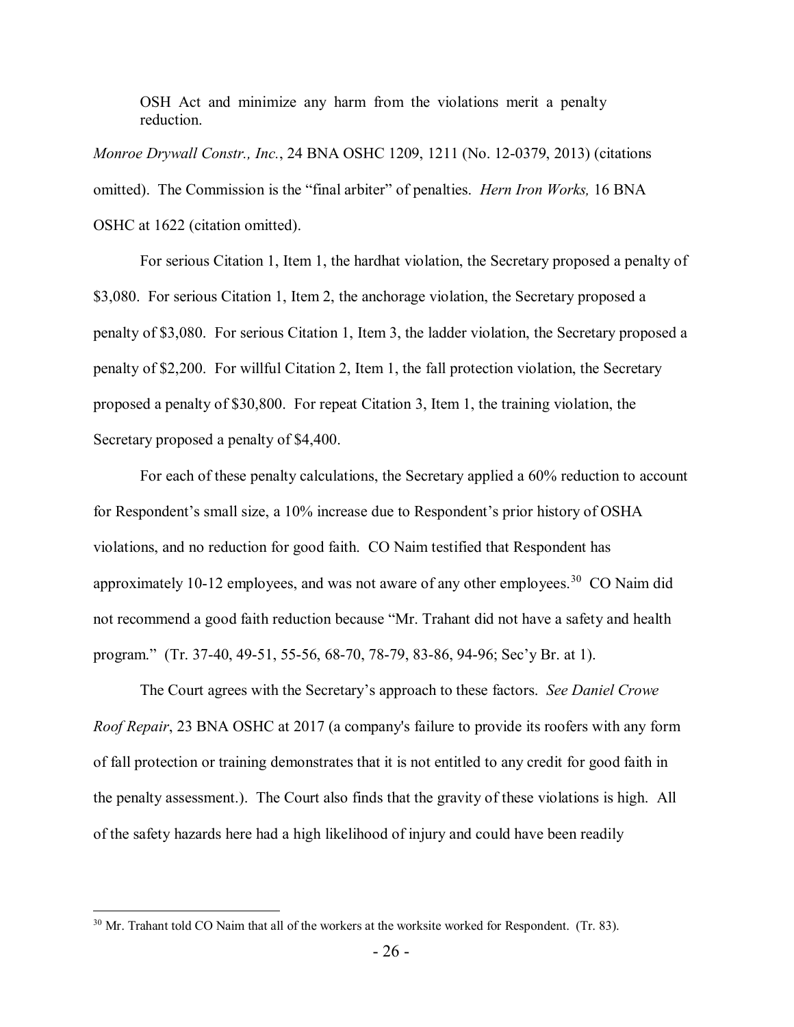OSH Act and minimize any harm from the violations merit a penalty reduction.

*Monroe Drywall Constr., Inc.*, 24 BNA OSHC 1209, 1211 (No. 12-0379, 2013) (citations omitted). The Commission is the "final arbiter" of penalties. *Hern Iron Works,* 16 BNA OSHC at 1622 (citation omitted).

For serious Citation 1, Item 1, the hardhat violation, the Secretary proposed a penalty of $3,080. For serious Citation 1, Item 2, the anchorage violation, the Secretary proposed a penalty of $3,080. For serious Citation 1, Item 3, the ladder violation, the Secretary proposed a penalty of $2,200. For willful Citation 2, Item 1, the fall protection violation, the Secretary proposed a penalty of $30,800. For repeat Citation 3, Item 1, the training violation, the Secretary proposed a penalty of $4,400.

For each of these penalty calculations, the Secretary applied a 60% reduction to account for Respondent's small size, a 10% increase due to Respondent's prior history of OSHA violations, and no reduction for good faith. CO Naim testified that Respondent has approximately 10-12 employees, and was not aware of any other employees.[30] CO Naim did not recommend a good faith reduction because "Mr. Trahant did not have a safety and health program." (Tr. 37-40, 49-51, 55-56, 68-70, 78-79, 83-86, 94-96; Sec'y Br. at 1).

The Court agrees with the Secretary's approach to these factors. *See Daniel Crowe Roof Repair*, 23 BNA OSHC at 2017 (a company's failure to provide its roofers with any form of fall protection or training demonstrates that it is not entitled to any credit for good faith in the penalty assessment.). The Court also finds that the gravity of these violations is high. All of the safety hazards here had a high likelihood of injury and could have been readily

---

[30] Mr. Trahant told CO Naim that all of the workers at the worksite worked for Respondent. (Tr. 83).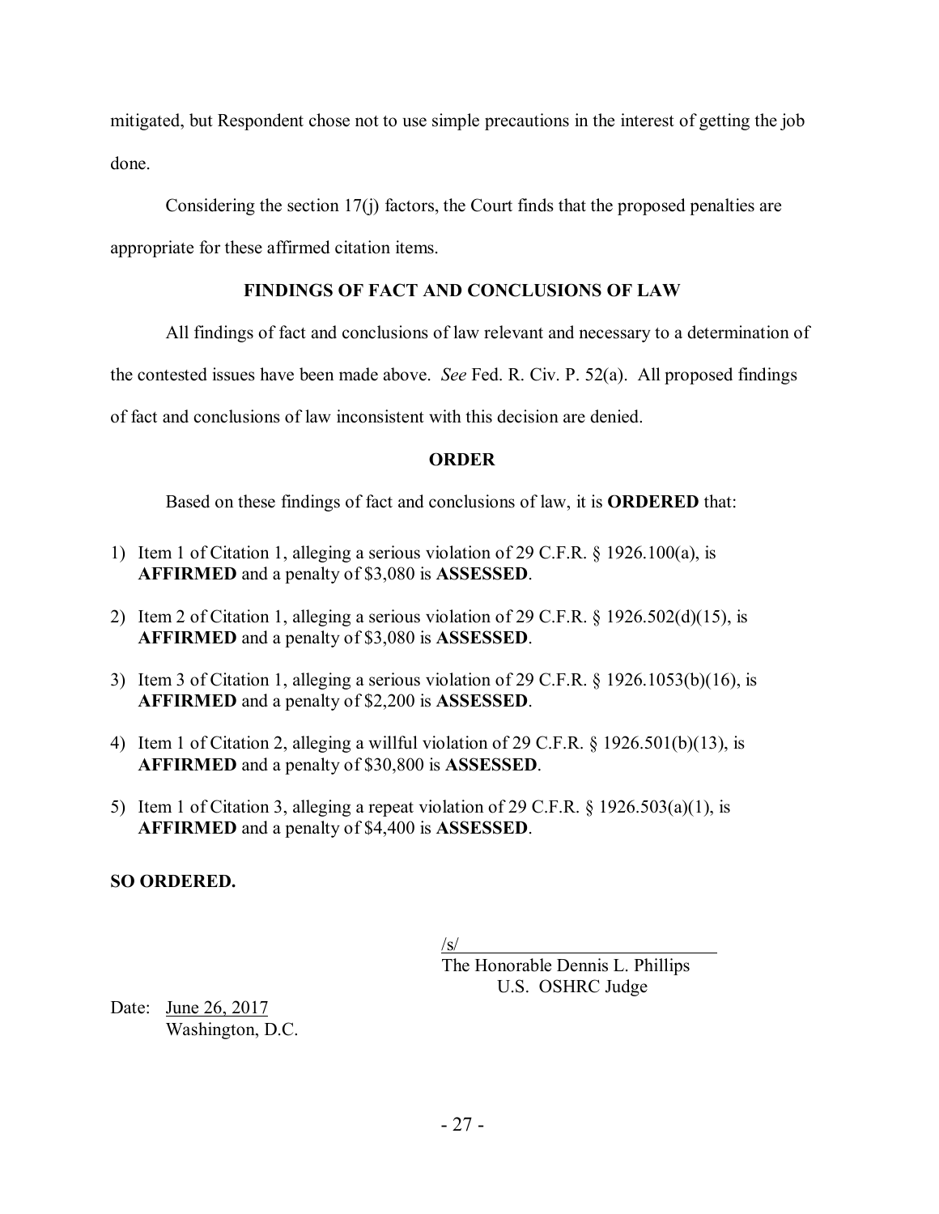mitigated, but Respondent chose not to use simple precautions in the interest of getting the job done.

Considering the section 17(j) factors, the Court finds that the proposed penalties are appropriate for these affirmed citation items.

## FINDINGS OF FACT AND CONCLUSIONS OF LAW

All findings of fact and conclusions of law relevant and necessary to a determination of the contested issues have been made above. *See* Fed. R. Civ. P. 52(a). All proposed findings of fact and conclusions of law inconsistent with this decision are denied.

## ORDER

Based on these findings of fact and conclusions of law, it is **ORDERED** that:

1) Item 1 of Citation 1, alleging a serious violation of 29 C.F.R. § 1926.100(a), is **AFFIRMED** and a penalty of $3,080 is **ASSESSED**.

2) Item 2 of Citation 1, alleging a serious violation of 29 C.F.R. § 1926.502(d)(15), is **AFFIRMED** and a penalty of $3,080 is **ASSESSED**.

3) Item 3 of Citation 1, alleging a serious violation of 29 C.F.R. § 1926.1053(b)(16), is **AFFIRMED** and a penalty of $2,200 is **ASSESSED**.

4) Item 1 of Citation 2, alleging a willful violation of 29 C.F.R. § 1926.501(b)(13), is **AFFIRMED** and a penalty of $30,800 is **ASSESSED**.

5) Item 1 of Citation 3, alleging a repeat violation of 29 C.F.R. § 1926.503(a)(1), is **AFFIRMED** and a penalty of $4,400 is **ASSESSED**.

**SO ORDERED.**

/s/

The Honorable Dennis L. Phillips
U.S. OSHRC Judge

Date: June 26, 2017
Washington, D.C.